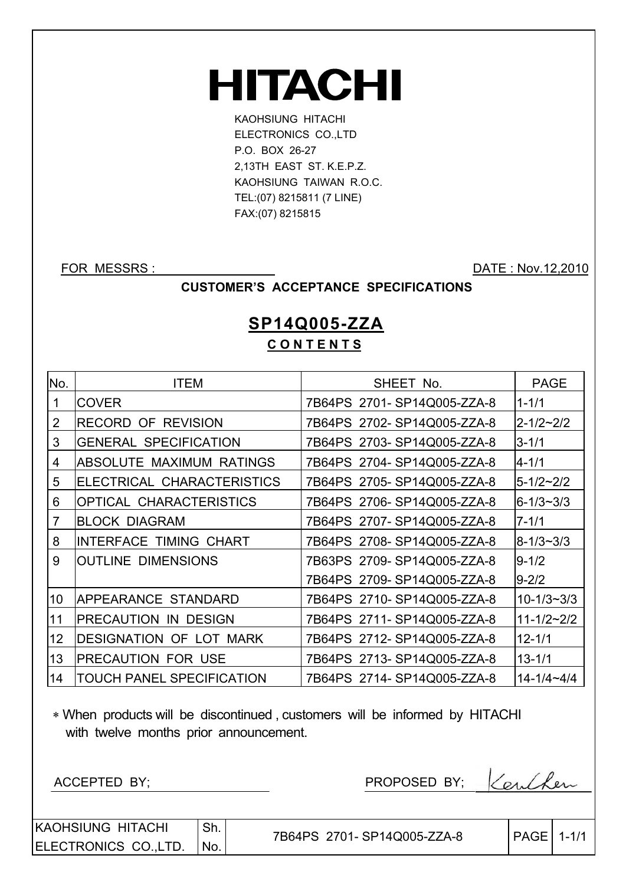# HITACHI

KAOHSIUNG HITACHI
ELECTRONICS CO.,LTD
P.O. BOX 26-27
2,13TH EAST ST. K.E.P.Z.
KAOHSIUNG TAIWAN R.O.C.
TEL:(07) 8215811 (7 LINE)
FAX:(07) 8215815

FOR MESSRS : DATE : Nov.12,2010

**CUSTOMER'S ACCEPTANCE SPECIFICATIONS**

## SP14Q005-ZZA

### CONTENTS

| No. | ITEM | SHEET No. | PAGE |
|---|---|---|---|
| 1 | COVER | 7B64PS 2701- SP14Q005-ZZA-8 | 1-1/1 |
| 2 | RECORD OF REVISION | 7B64PS 2702- SP14Q005-ZZA-8 | 2-1/2~2/2 |
| 3 | GENERAL SPECIFICATION | 7B64PS 2703- SP14Q005-ZZA-8 | 3-1/1 |
| 4 | ABSOLUTE MAXIMUM RATINGS | 7B64PS 2704- SP14Q005-ZZA-8 | 4-1/1 |
| 5 | ELECTRICAL CHARACTERISTICS | 7B64PS 2705- SP14Q005-ZZA-8 | 5-1/2~2/2 |
| 6 | OPTICAL CHARACTERISTICS | 7B64PS 2706- SP14Q005-ZZA-8 | 6-1/3~3/3 |
| 7 | BLOCK DIAGRAM | 7B64PS 2707- SP14Q005-ZZA-8 | 7-1/1 |
| 8 | INTERFACE TIMING CHART | 7B64PS 2708- SP14Q005-ZZA-8 | 8-1/3~3/3 |
| 9 | OUTLINE DIMENSIONS | 7B63PS 2709- SP14Q005-ZZA-8 | 9-1/2 |
| | | 7B64PS 2709- SP14Q005-ZZA-8 | 9-2/2 |
| 10 | APPEARANCE STANDARD | 7B64PS 2710- SP14Q005-ZZA-8 | 10-1/3~3/3 |
| 11 | PRECAUTION IN DESIGN | 7B64PS 2711- SP14Q005-ZZA-8 | 11-1/2~2/2 |
| 12 | DESIGNATION OF LOT MARK | 7B64PS 2712- SP14Q005-ZZA-8 | 12-1/1 |
| 13 | PRECAUTION FOR USE | 7B64PS 2713- SP14Q005-ZZA-8 | 13-1/1 |
| 14 | TOUCH PANEL SPECIFICATION | 7B64PS 2714- SP14Q005-ZZA-8 | 14-1/4~4/4 |

∗ When products will be discontinued , customers will be informed by HITACHI with twelve months prior announcement.

ACCEPTED BY; PROPOSED BY; Ken Chen

| KAOHSIUNG HITACHI ELECTRONICS CO.,LTD. | Sh. No. | 7B64PS 2701- SP14Q005-ZZA-8 | PAGE | 1-1/1 |
|---|---|---|---|---|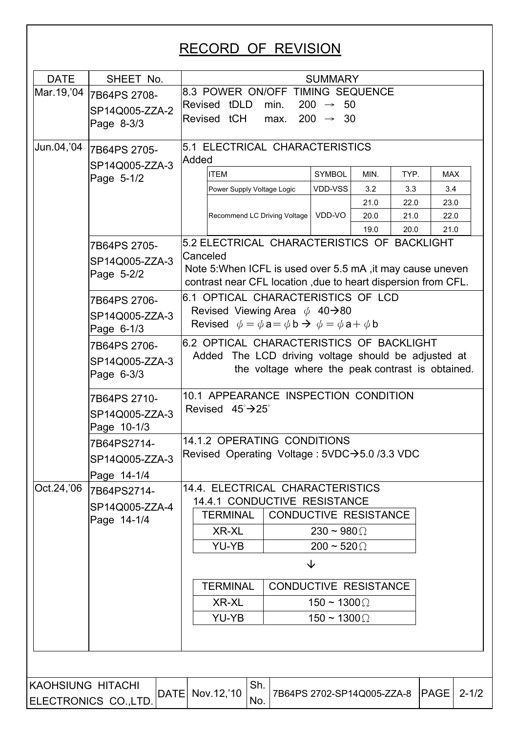# RECORD OF REVISION

| DATE | SHEET No. | SUMMARY |
|---|---|---|
| Mar.19,'04 | 7B64PS 2708-SP14Q005-ZZA-2 Page 8-3/3 | 8.3 POWER ON/OFF TIMING SEQUENCE<br>Revised tDLD min. 200 → 50<br>Revised tCH max. 200 → 30 |
| Jun.04,'04 | 7B64PS 2705-SP14Q005-ZZA-3 Page 5-1/2 | 5.1 ELECTRICAL CHARACTERISTICS<br>Added<br>ITEM / SYMBOL / MIN. / TYP. / MAX<br>Power Supply Voltage Logic / VDD-VSS / 3.2 / 3.3 / 3.4<br>Recommend LC Driving Voltage / VDD-VO / 21.0 / 22.0 / 23.0<br>Recommend LC Driving Voltage / VDD-VO / 20.0 / 21.0 / 22.0<br>Recommend LC Driving Voltage / VDD-VO / 19.0 / 20.0 / 21.0 |
| | 7B64PS 2705-SP14Q005-ZZA-3 Page 5-2/2 | 5.2 ELECTRICAL CHARACTERISTICS OF BACKLIGHT<br>Canceled<br>Note 5:When ICFL is used over 5.5 mA ,it may cause uneven contrast near CFL location ,due to heart dispersion from CFL. |
| | 7B64PS 2706-SP14Q005-ZZA-3 Page 6-1/3 | 6.1 OPTICAL CHARACTERISTICS OF LCD<br>Revised Viewing Area $\phi$ 40→80<br>Revised $\phi = \phi a = \phi b$ → $\phi = \phi a + \phi b$ |
| | 7B64PS 2706-SP14Q005-ZZA-3 Page 6-3/3 | 6.2 OPTICAL CHARACTERISTICS OF BACKLIGHT<br>Added The LCD driving voltage should be adjusted at the voltage where the peak contrast is obtained. |
| | 7B64PS 2710-SP14Q005-ZZA-3 Page 10-1/3 | 10.1 APPEARANCE INSPECTION CONDITION<br>Revised 45°→25° |
| | 7B64PS2714-SP14Q005-ZZA-3 Page 14-1/4 | 14.1.2 OPERATING CONDITIONS<br>Revised Operating Voltage : 5VDC→5.0 /3.3 VDC |
| Oct.24,'06 | 7B64PS2714-SP14Q005-ZZA-4 Page 14-1/4 | 14.4. ELECTRICAL CHARACTERISTICS<br>14.4.1 CONDUCTIVE RESISTANCE<br>TERMINAL / CONDUCTIVE RESISTANCE<br>XR-XL / 230 ~ 980Ω<br>YU-YB / 200 ~ 520Ω<br>↓<br>TERMINAL / CONDUCTIVE RESISTANCE<br>XR-XL / 150 ~ 1300Ω<br>YU-YB / 150 ~ 1300Ω |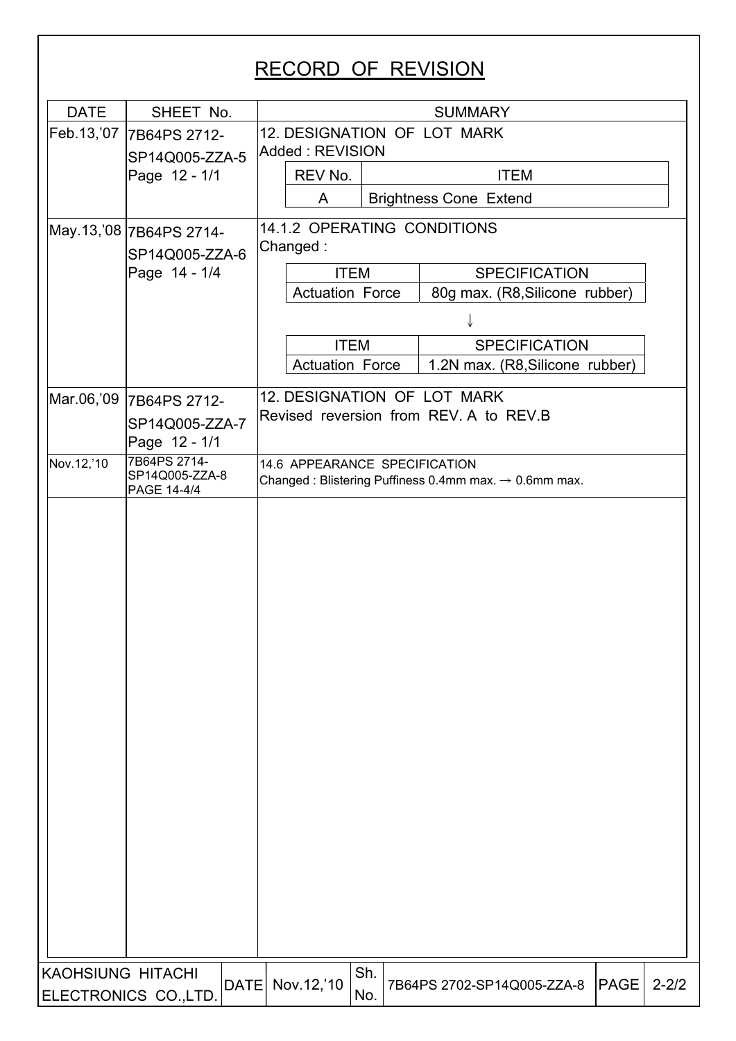# RECORD OF REVISION

| DATE | SHEET No. | SUMMARY |
|---|---|---|
| Feb.13,'07 | 7B64PS 2712-SP14Q005-ZZA-5 Page 12 - 1/1 | 12. DESIGNATION OF LOT MARK<br>Added : REVISION<br><br>REV No. / ITEM<br>A / Brightness Cone Extend |
| May.13,'08 | 7B64PS 2714-SP14Q005-ZZA-6 Page 14 - 1/4 | 14.1.2 OPERATING CONDITIONS<br>Changed :<br><br>ITEM / SPECIFICATION<br>Actuation Force / 80g max. (R8,Silicone rubber)<br>↓<br>ITEM / SPECIFICATION<br>Actuation Force / 1.2N max. (R8,Silicone rubber) |
| Mar.06,'09 | 7B64PS 2712-SP14Q005-ZZA-7 Page 12 - 1/1 | 12. DESIGNATION OF LOT MARK<br>Revised reversion from REV. A to REV.B |
| Nov.12,'10 | 7B64PS 2714-SP14Q005-ZZA-8 PAGE 14-4/4 | 14.6 APPEARANCE SPECIFICATION<br>Changed : Blistering Puffiness 0.4mm max. → 0.6mm max. |

| KAOHSIUNG HITACHI ELECTRONICS CO.,LTD. | DATE | Nov.12,'10 | Sh. No. | 7B64PS 2702-SP14Q005-ZZA-8 | PAGE | 2-2/2 |
|---|---|---|---|---|---|---|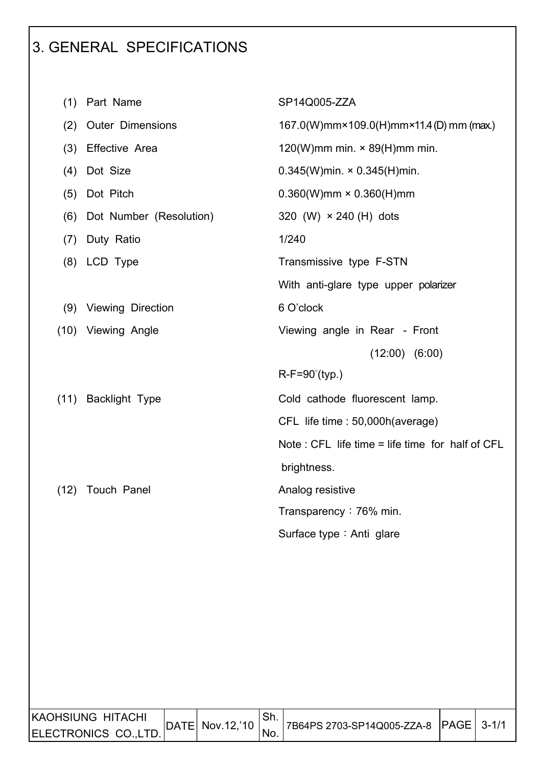# 3. GENERAL SPECIFICATIONS

| | | |
|---|---|---|
| (1) | Part Name | SP14Q005-ZZA |
| (2) | Outer Dimensions | 167.0(W)mm×109.0(H)mm×11.4 (D) mm (max.) |
| (3) | Effective Area | 120(W)mm min. × 89(H)mm min. |
| (4) | Dot Size | 0.345(W)min. × 0.345(H)min. |
| (5) | Dot Pitch | 0.360(W)mm × 0.360(H)mm |
| (6) | Dot Number (Resolution) | 320 (W) × 240 (H) dots |
| (7) | Duty Ratio | 1/240 |
| (8) | LCD Type | Transmissive type F-STN<br>With anti-glare type upper polarizer |
| (9) | Viewing Direction | 6 O'clock |
| (10) | Viewing Angle | Viewing angle in Rear - Front<br>(12:00) (6:00)<br>R-F=90°(typ.) |
| (11) | Backlight Type | Cold cathode fluorescent lamp.<br>CFL life time : 50,000h(average)<br>Note : CFL life time = life time for half of CFL brightness. |
| (12) | Touch Panel | Analog resistive<br>Transparency：76% min.<br>Surface type：Anti glare |

| | | | | | | |
|---|---|---|---|---|---|---|
| KAOHSIUNG HITACHI ELECTRONICS CO.,LTD. | DATE | Nov.12,'10 | Sh. No. | 7B64PS 2703-SP14Q005-ZZA-8 | PAGE | 3-1/1 |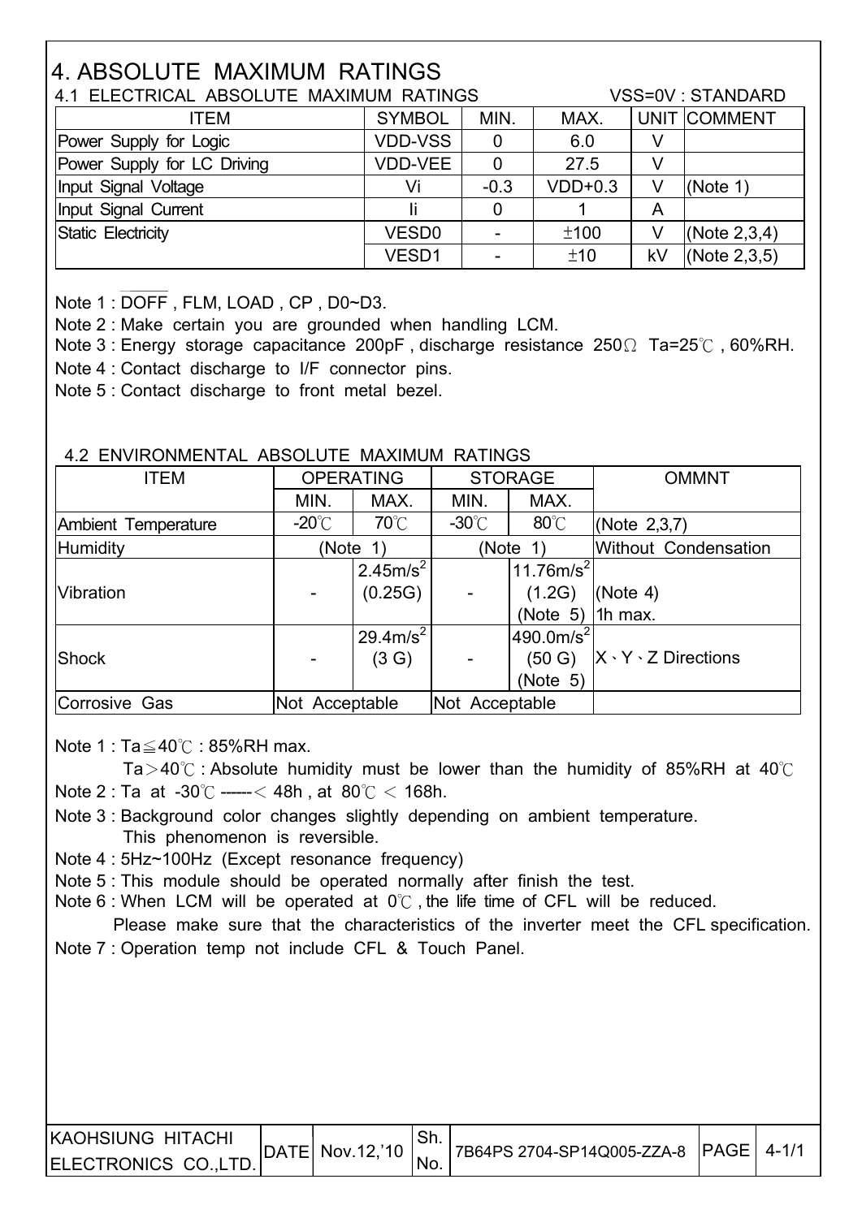# 4. ABSOLUTE MAXIMUM RATINGS

## 4.1 ELECTRICAL ABSOLUTE MAXIMUM RATINGS

VSS=0V : STANDARD

| ITEM | SYMBOL | MIN. | MAX. | UNIT | COMMENT |
|---|---|---|---|---|---|
| Power Supply for Logic | VDD-VSS | 0 | 6.0 | V | |
| Power Supply for LC Driving | VDD-VEE | 0 | 27.5 | V | |
| Input Signal Voltage | Vi | -0.3 | VDD+0.3 | V | (Note 1) |
| Input Signal Current | Ii | 0 | 1 | A | |
| Static Electricity | VESD0 | - | ±100 | V | (Note 2,3,4) |
| | VESD1 | - | ±10 | kV | (Note 2,3,5) |

Note 1 : $\overline{DOFF}$ , FLM, LOAD , CP , D0~D3.

Note 2 : Make certain you are grounded when handling LCM.

Note 3 : Energy storage capacitance 200pF , discharge resistance 250Ω Ta=25℃ , 60%RH.

Note 4 : Contact discharge to I/F connector pins.

Note 5 : Contact discharge to front metal bezel.

## 4.2 ENVIRONMENTAL ABSOLUTE MAXIMUM RATINGS

| ITEM | OPERATING | | STORAGE | | OMMNT |
|---|---|---|---|---|---|
| | MIN. | MAX. | MIN. | MAX. | |
| Ambient Temperature | -20℃ | 70℃ | -30℃ | 80℃ | (Note 2,3,7) |
| Humidity | (Note 1) | | (Note 1) | | Without Condensation |
| Vibration | - | $2.45m/s^2$ (0.25G) | - | $11.76m/s^2$ (1.2G) (Note 5) | (Note 4) 1h max. |
| Shock | - | $29.4m/s^2$ (3 G) | - | $490.0m/s^2$ (50 G) (Note 5) | X、Y、Z Directions |
| Corrosive Gas | Not Acceptable | | Not Acceptable | | |

Note 1 : Ta≦40℃ : 85%RH max.

Ta＞40℃ : Absolute humidity must be lower than the humidity of 85%RH at 40℃

Note 2 : Ta at -30℃ ------＜ 48h , at 80℃ ＜ 168h.

Note 3 : Background color changes slightly depending on ambient temperature. This phenomenon is reversible.

Note 4 : 5Hz~100Hz (Except resonance frequency)

Note 5 : This module should be operated normally after finish the test.

Note 6 : When LCM will be operated at 0℃ , the life time of CFL will be reduced. Please make sure that the characteristics of the inverter meet the CFL specification.

Note 7 : Operation temp not include CFL & Touch Panel.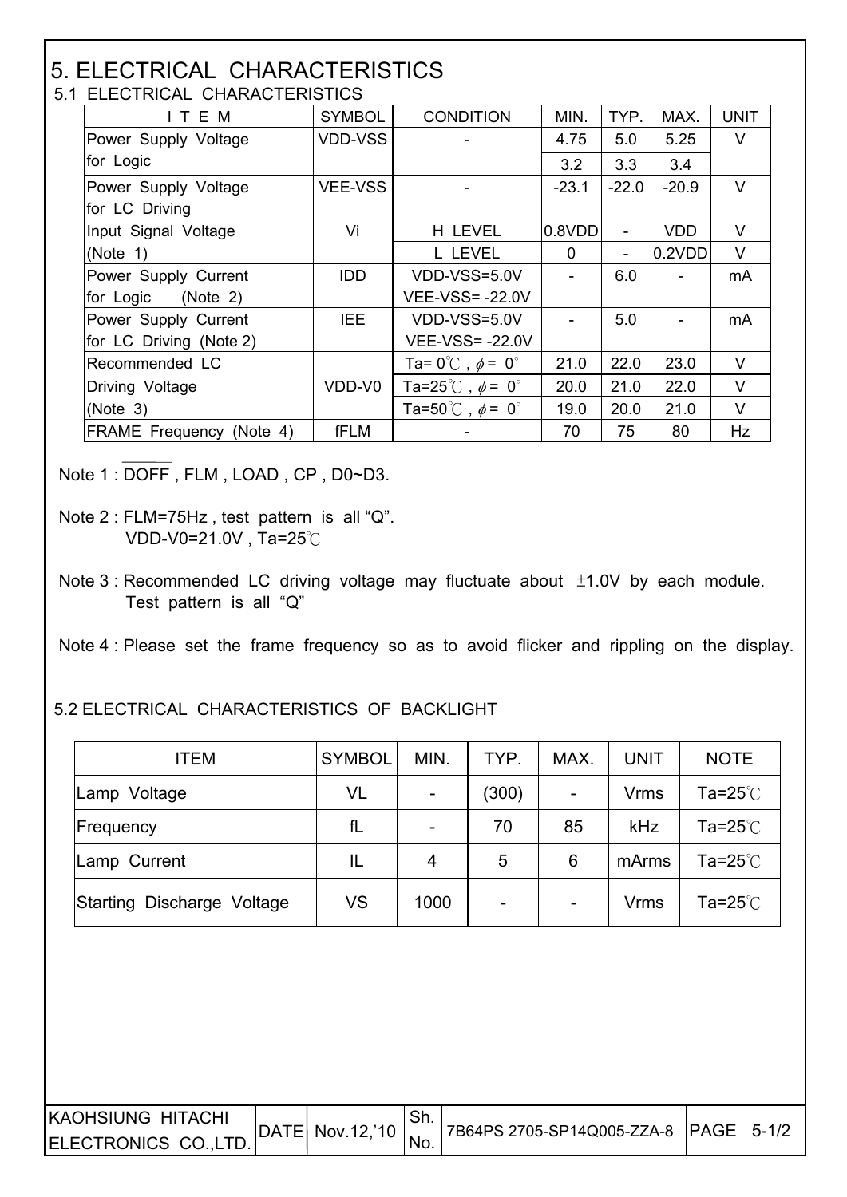# 5. ELECTRICAL CHARACTERISTICS

## 5.1 ELECTRICAL CHARACTERISTICS

| ITEM | SYMBOL | CONDITION | MIN. | TYP. | MAX. | UNIT |
|---|---|---|---|---|---|---|
| Power Supply Voltage for Logic | VDD-VSS | - | 4.75 | 5.0 | 5.25 | V |
| | | | 3.2 | 3.3 | 3.4 | |
| Power Supply Voltage for LC Driving | VEE-VSS | - | -23.1 | -22.0 | -20.9 | V |
| Input Signal Voltage (Note 1) | Vi | H LEVEL | 0.8VDD | - | VDD | V |
| | | L LEVEL | 0 | - | 0.2VDD | V |
| Power Supply Current for Logic (Note 2) | IDD | VDD-VSS=5.0V VEE-VSS= -22.0V | - | 6.0 | - | mA |
| Power Supply Current for LC Driving (Note 2) | IEE | VDD-VSS=5.0V VEE-VSS= -22.0V | - | 5.0 | - | mA |
| Recommended LC Driving Voltage (Note 3) | VDD-V0 | Ta= 0℃ , $\phi$ = 0° | 21.0 | 22.0 | 23.0 | V |
| | | Ta=25℃ , $\phi$ = 0° | 20.0 | 21.0 | 22.0 | V |
| | | Ta=50℃ , $\phi$ = 0° | 19.0 | 20.0 | 21.0 | V |
| FRAME Frequency (Note 4) | fFLM | - | 70 | 75 | 80 | Hz |

Note 1 : $\overline{\text{DOFF}}$ , FLM , LOAD , CP , D0~D3.

Note 2 : FLM=75Hz , test pattern is all "Q".
VDD-V0=21.0V , Ta=25℃

Note 3 : Recommended LC driving voltage may fluctuate about ±1.0V by each module.
Test pattern is all "Q"

Note 4 : Please set the frame frequency so as to avoid flicker and rippling on the display.

## 5.2 ELECTRICAL CHARACTERISTICS OF BACKLIGHT

| ITEM | SYMBOL | MIN. | TYP. | MAX. | UNIT | NOTE |
|---|---|---|---|---|---|---|
| Lamp Voltage | VL | - | (300) | - | Vrms | Ta=25℃ |
| Frequency | fL | - | 70 | 85 | kHz | Ta=25℃ |
| Lamp Current | IL | 4 | 5 | 6 | mArms | Ta=25℃ |
| Starting Discharge Voltage | VS | 1000 | - | - | Vrms | Ta=25℃ |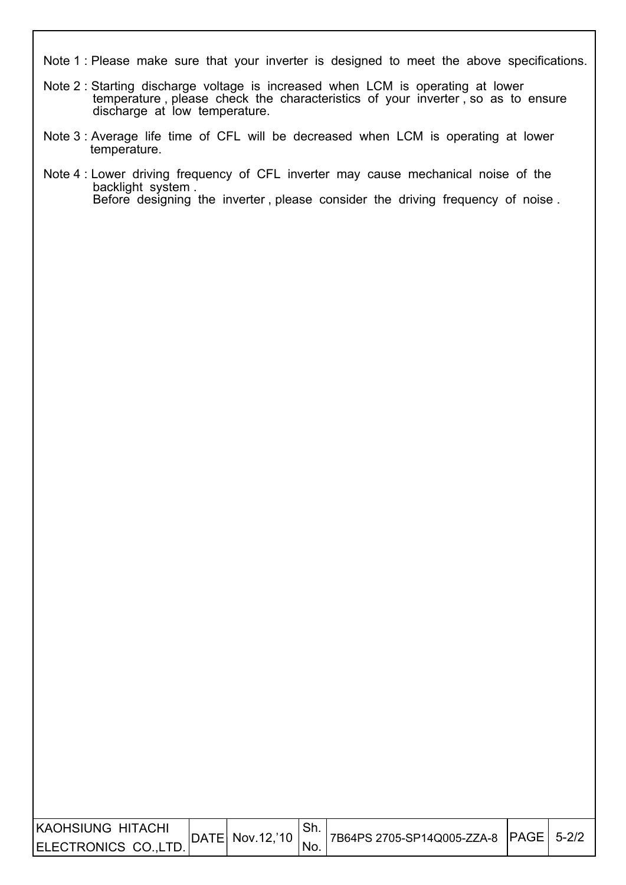Note 1 : Please make sure that your inverter is designed to meet the above specifications.

Note 2 : Starting discharge voltage is increased when LCM is operating at lower temperature , please check the characteristics of your inverter , so as to ensure discharge at low temperature.

Note 3 : Average life time of CFL will be decreased when LCM is operating at lower temperature.

Note 4 : Lower driving frequency of CFL inverter may cause mechanical noise of the backlight system .
Before designing the inverter , please consider the driving frequency of noise .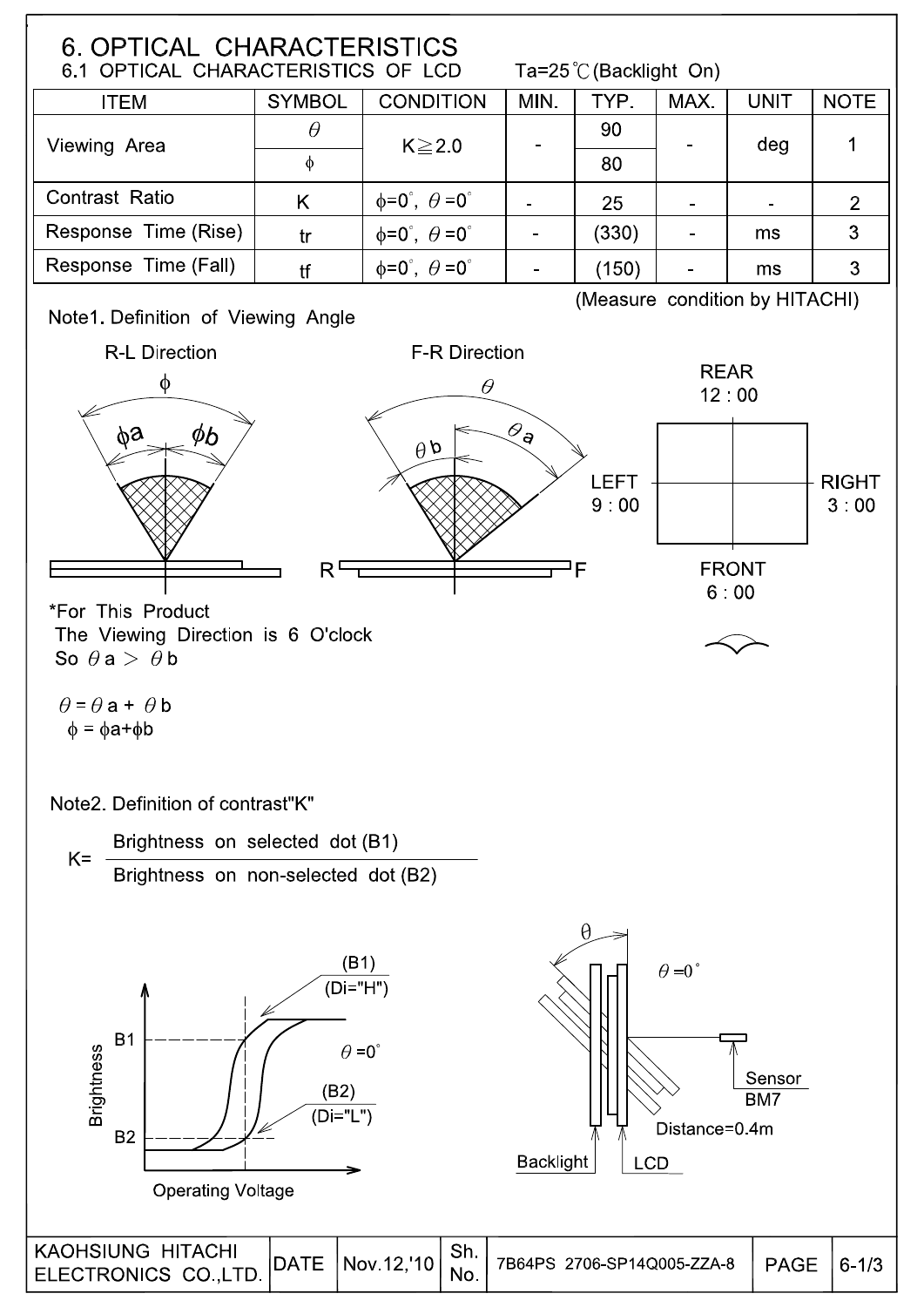# 6. OPTICAL CHARACTERISTICS

## 6.1 OPTICAL CHARACTERISTICS OF LCD

Ta=25℃(Backlight On)

| ITEM | SYMBOL | CONDITION | MIN. | TYP. | MAX. | UNIT | NOTE |
|---|---|---|---|---|---|---|---|
| Viewing Area | $\theta$ | K≧2.0 | - | 90 | - | deg | 1 |
| | $\phi$ | | | 80 | | | |
| Contrast Ratio | K | $\phi=0^\circ$, $\theta=0^\circ$ | - | 25 | - | - | 2 |
| Response Time (Rise) | tr | $\phi=0^\circ$, $\theta=0^\circ$ | - | (330) | - | ms | 3 |
| Response Time (Fall) | tf | $\phi=0^\circ$, $\theta=0^\circ$ | - | (150) | - | ms | 3 |

(Measure condition by HITACHI)

Note1. Definition of Viewing Angle

R-L Direction

$\phi$

$\phi a$ $\phi b$

F-R Direction

$\theta$

$\theta b$ $\theta a$

R F

REAR
12 : 00

LEFT
9 : 00

RIGHT
3 : 00

FRONT
6 : 00

*For This Product
The Viewing Direction is 6 O'clock
So $\theta a > \theta b$

$\theta = \theta a + \theta b$
$\phi = \phi a + \phi b$

Note2. Definition of contrast"K"

$$K = \frac{\text{Brightness on selected dot (B1)}}{\text{Brightness on non-selected dot (B2)}}$$

(B1)
(Di="H")

$\theta=0^\circ$

(B2)
(Di="L")

Brightness

B1

B2

Operating Voltage

$\theta$

$\theta=0^\circ$

Sensor
BM7

Distance=0.4m

Backlight

LCD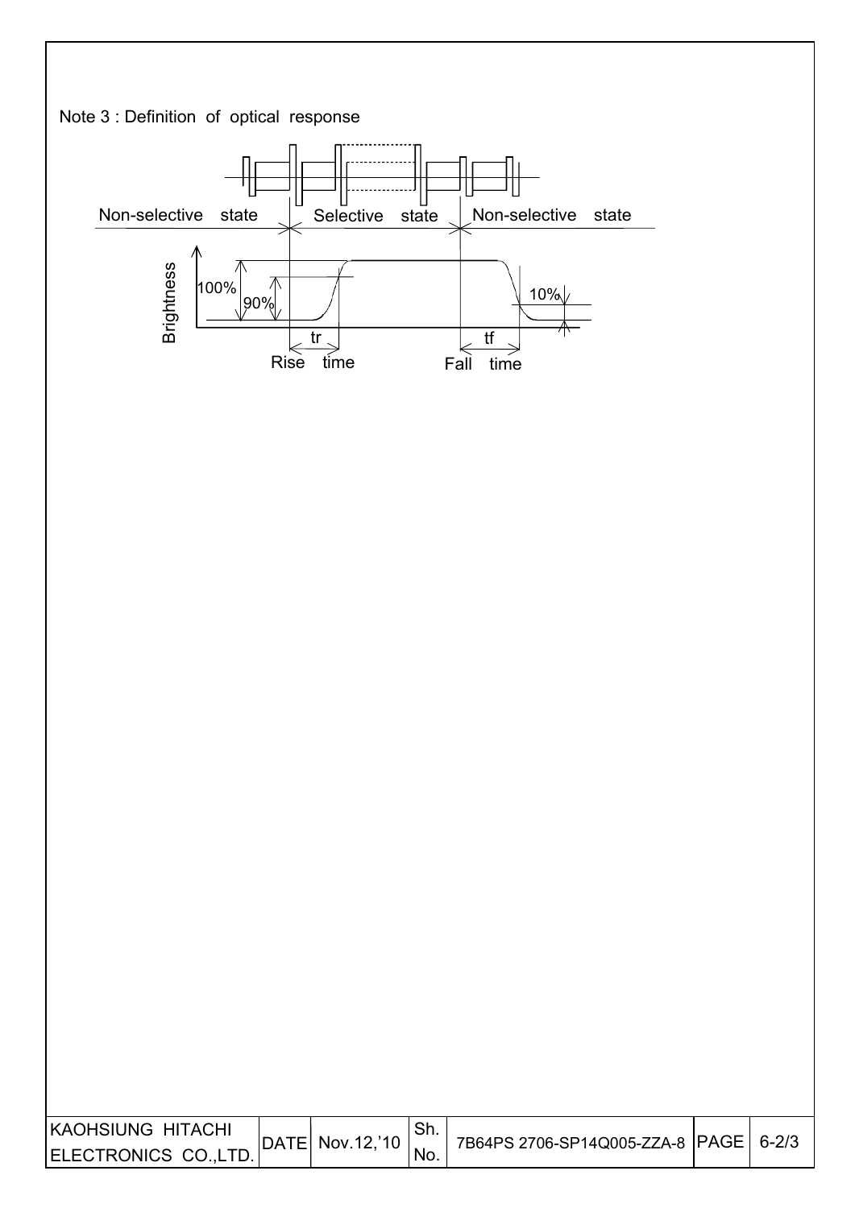Note 3 : Definition of optical response

Non-selective state | Selective state | Non-selective state

Brightness

100%

90%

10%

tr

Rise time

tf

Fall time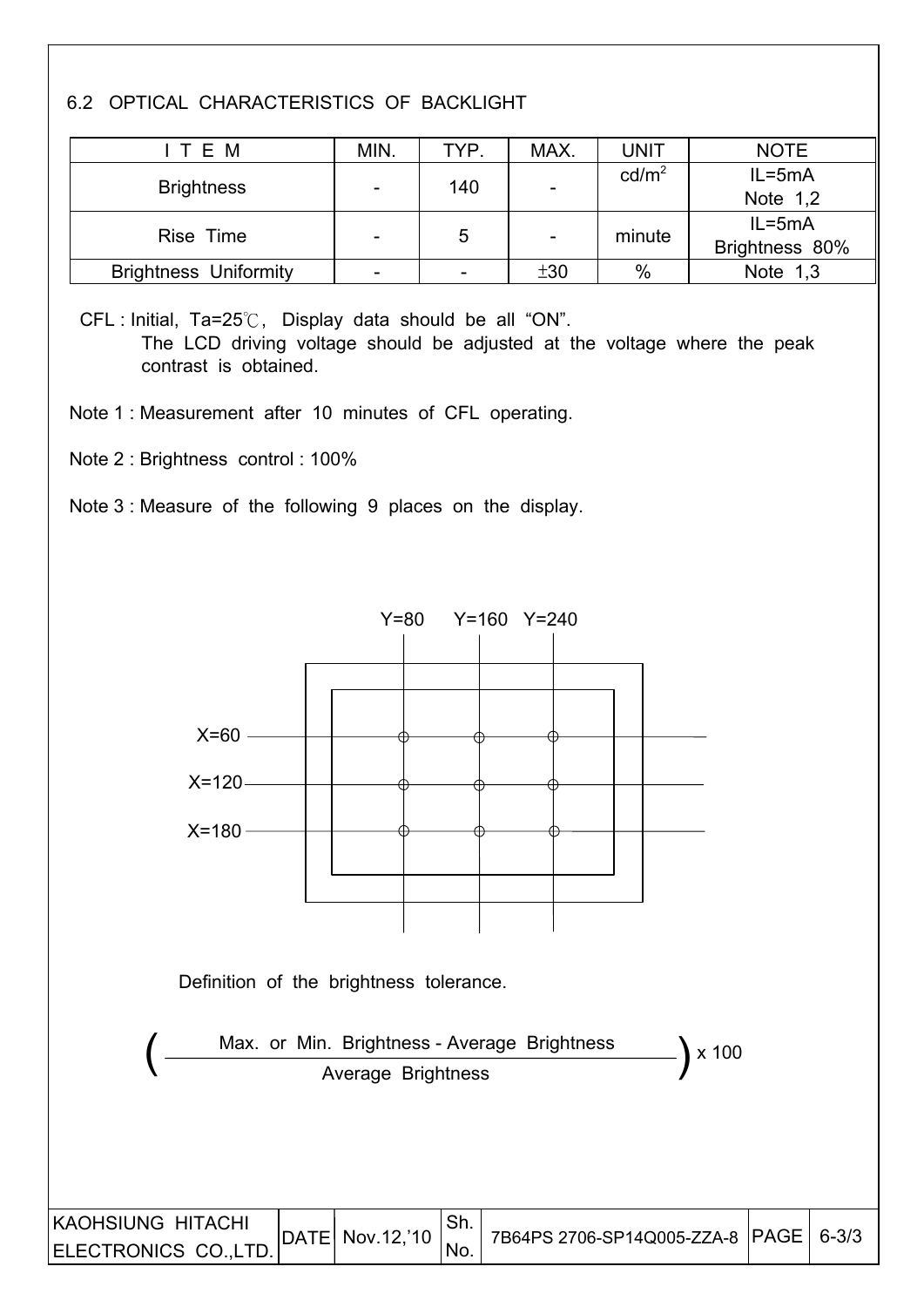## 6.2 OPTICAL CHARACTERISTICS OF BACKLIGHT

| I T E M | MIN. | TYP. | MAX. | UNIT | NOTE |
|---|---|---|---|---|---|
| Brightness | - | 140 | - | $cd/m^2$ | IL=5mA Note 1,2 |
| Rise Time | - | 5 | - | minute | IL=5mA Brightness 80% |
| Brightness Uniformity | - | - | ±30 | % | Note 1,3 |

CFL : Initial, Ta=25℃, Display data should be all "ON".
The LCD driving voltage should be adjusted at the voltage where the peak contrast is obtained.

Note 1 : Measurement after 10 minutes of CFL operating.

Note 2 : Brightness control : 100%

Note 3 : Measure of the following 9 places on the display.

Y=80 Y=160 Y=240

X=60

X=120

X=180

Definition of the brightness tolerance.

$$\left( \frac{\text{Max. or Min. Brightness} - \text{Average Brightness}}{\text{Average Brightness}} \right) \times 100$$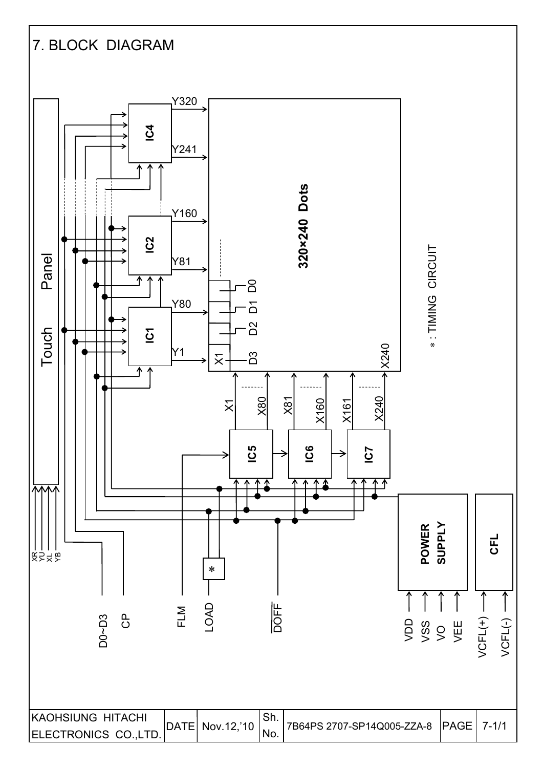# 7. BLOCK DIAGRAM

Touch Panel

IC4
IC2
IC1
IC5
IC6
IC7

Y320
Y241
Y160
Y81
Y80
Y1

320×240 Dots

D0
D1
D2
D3
X1
X240

X1
X80
X81
X160
X161
X240

*: TIMING CIRCUIT

XR
YU
XL
YB

D0~D3
CP
FLM
LOAD
DOFF
*

POWER SUPPLY

CFL

VDD
VSS
VO
VEE
VCFL(+)
VCFL(-)

| KAOHSIUNG HITACHI ELECTRONICS CO.,LTD. | DATE | Nov.12,'10 | Sh. No. | 7B64PS 2707-SP14Q005-ZZA-8 | PAGE | 7-1/1 |
|---|---|---|---|---|---|---|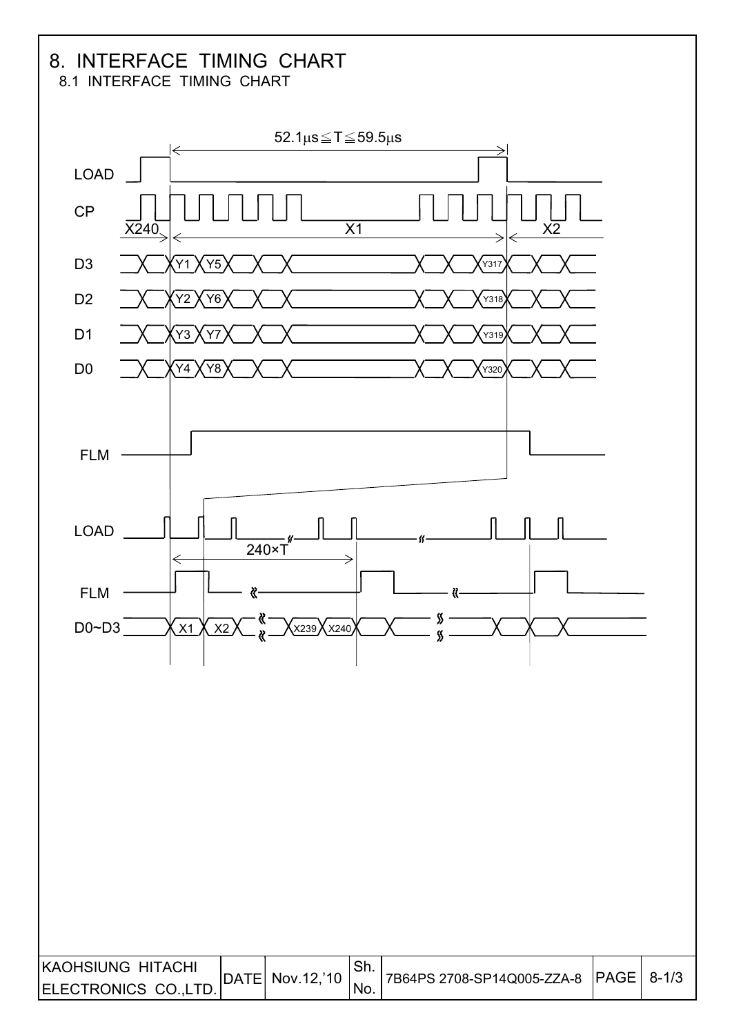# 8. INTERFACE TIMING CHART

## 8.1 INTERFACE TIMING CHART

$52.1\mu s \leqq T \leqq 59.5\mu s$

LOAD

CP

X240

X1

X2

D3 Y1 Y5 Y317

D2 Y2 Y6 Y318

D1 Y3 Y7 Y319

D0 Y4 Y8 Y320

FLM

LOAD

240×T

FLM

D0~D3 X1 X2 X239 X240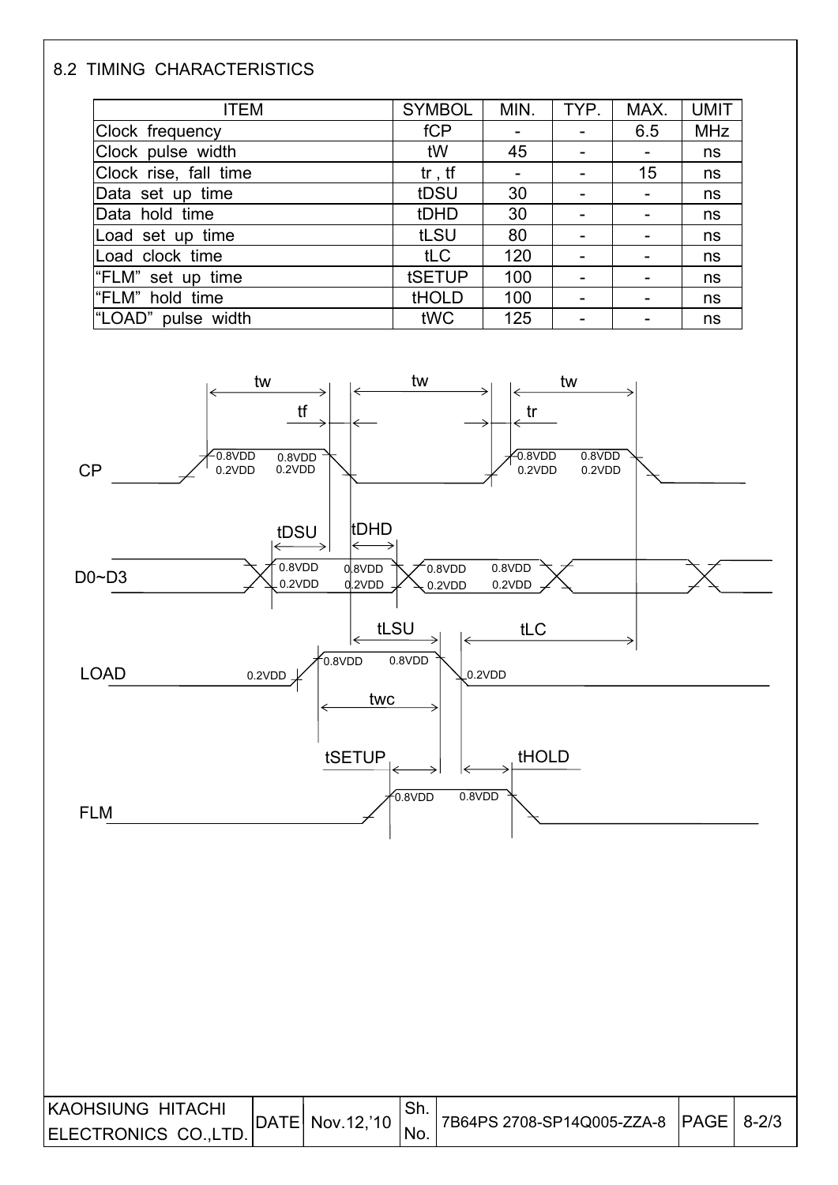## 8.2 TIMING CHARACTERISTICS

| ITEM | SYMBOL | MIN. | TYP. | MAX. | UMIT |
|---|---|---|---|---|---|
| Clock frequency | fCP | - | - | 6.5 | MHz |
| Clock pulse width | tW | 45 | - | - | ns |
| Clock rise, fall time | tr , tf | - | - | 15 | ns |
| Data set up time | tDSU | 30 | - | - | ns |
| Data hold time | tDHD | 30 | - | - | ns |
| Load set up time | tLSU | 80 | - | - | ns |
| Load clock time | tLC | 120 | - | - | ns |
| "FLM" set up time | tSETUP | 100 | - | - | ns |
| "FLM" hold time | tHOLD | 100 | - | - | ns |
| "LOAD" pulse width | tWC | 125 | - | - | ns |

tw
tw
tw
tf
tr
CP
0.8VDD 0.8VDD 0.8VDD 0.8VDD
0.2VDD 0.2VDD 0.2VDD 0.2VDD
tDSU
tDHD
D0~D3
0.8VDD 0.8VDD 0.8VDD 0.8VDD
0.2VDD 0.2VDD 0.2VDD 0.2VDD
tLSU
tLC
LOAD
0.2VDD
0.8VDD 0.8VDD
0.2VDD
twc
tSETUP
tHOLD
FLM
0.8VDD 0.8VDD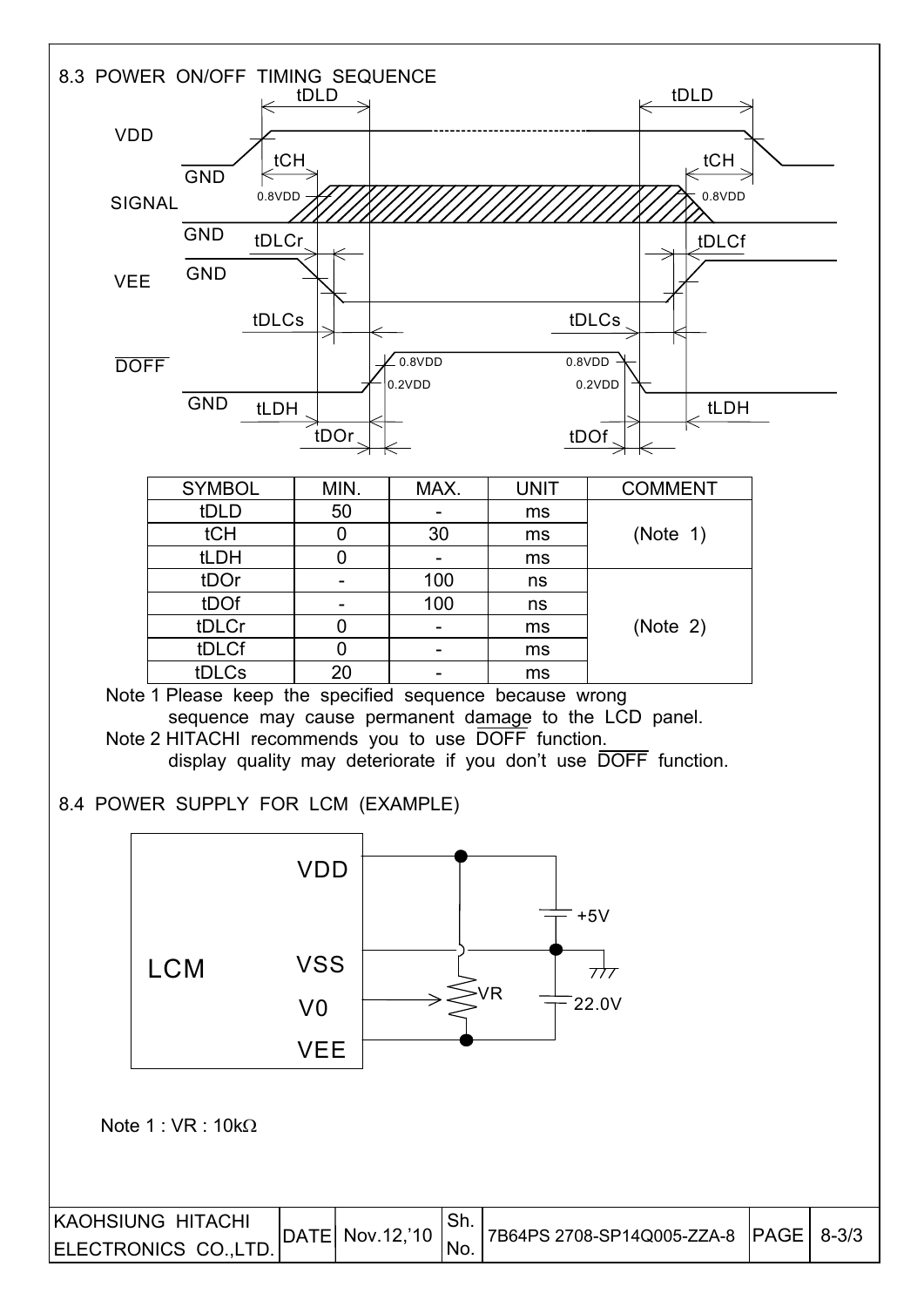## 8.3 POWER ON/OFF TIMING SEQUENCE

tDLD
tDLD
VDD
GND
tCH
tCH
SIGNAL
0.8VDD
0.8VDD
GND
tDLCr
tDLCf
VEE
GND
tDLCs
tDLCs
$\overline{\text{DOFF}}$
0.8VDD
0.2VDD
0.8VDD
0.2VDD
GND
tLDH
tLDH
tDOr
tDOf

| SYMBOL | MIN. | MAX. | UNIT | COMMENT |
|---|---|---|---|---|
| tDLD | 50 | - | ms | (Note 1) |
| tCH | 0 | 30 | ms | |
| tLDH | 0 | - | ms | |
| tDOr | - | 100 | ns | (Note 2) |
| tDOf | - | 100 | ns | |
| tDLCr | 0 | - | ms | |
| tDLCf | 0 | - | ms | |
| tDLCs | 20 | - | ms | |

Note 1 Please keep the specified sequence because wrong sequence may cause permanent damage to the LCD panel.

Note 2 HITACHI recommends you to use $\overline{\text{DOFF}}$ function. display quality may deteriorate if you don't use $\overline{\text{DOFF}}$ function.

## 8.4 POWER SUPPLY FOR LCM (EXAMPLE)

LCM
VDD
VSS
V0
VEE
+5V
VR
22.0V

Note 1 : VR : 10kΩ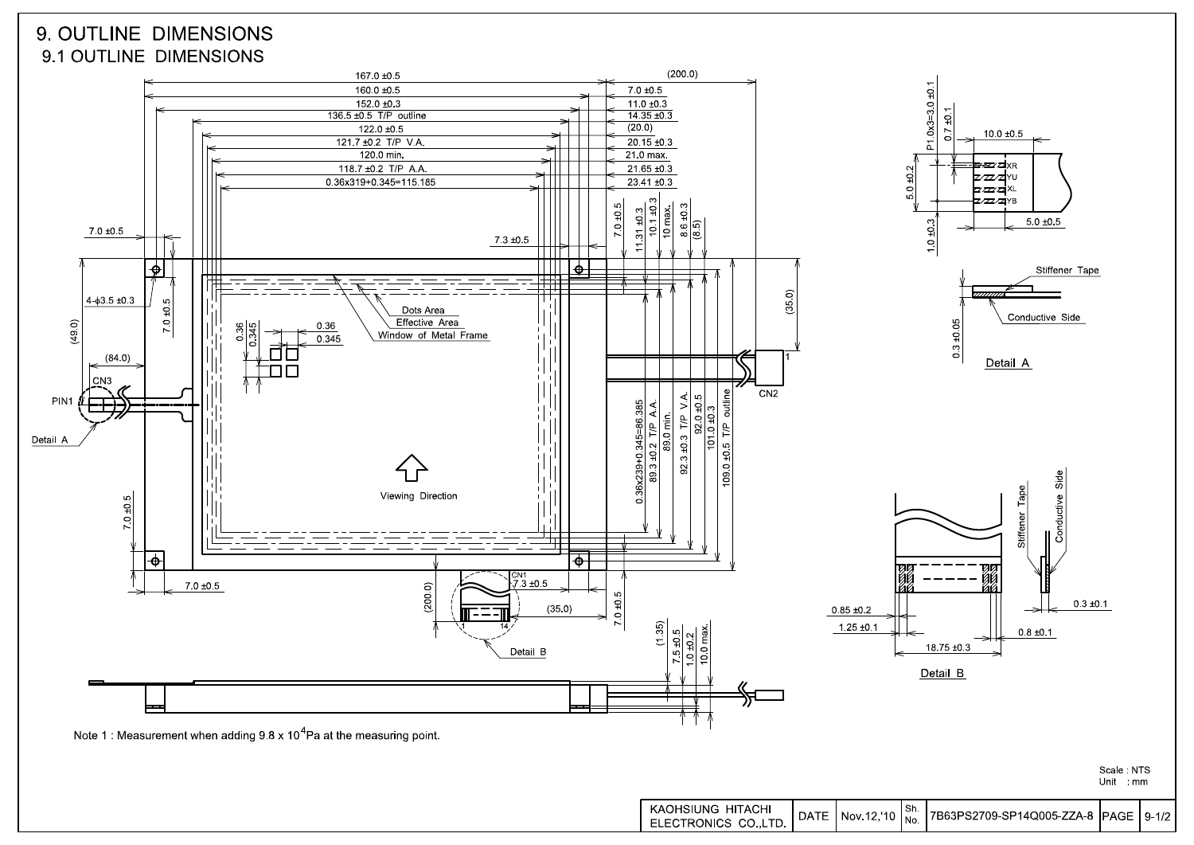# 9. OUTLINE DIMENSIONS

## 9.1 OUTLINE DIMENSIONS

167.0 ±0.5
160.0 ±0.5
152.0 ±0.3
136.5 ±0.5 T/P outline
122.0 ±0.5
121.7 ±0.2 T/P V.A.
120.0 min.
118.7 ±0.2 T/P A.A.
0.36x319+0.345=115.185

(200.0)
7.0 ±0.5
11.0 ±0.3
14.35 ±0.3
(20.0)
20.15 ±0.3
21.0 max.
21.65 ±0.3
23.41 ±0.3

7.0 ±0.5
11.31 ±0.3
10.1 ±0.3
10 max.
8.6 ±0.3
(8.5)

7.0 ±0.5
7.3 ±0.5
4-φ3.5 ±0.3
7.0 ±0.5
(49.0)
(84.0)
CN3
PIN1
Detail A

Dots Area
Effective Area
Window of Metal Frame

0.36
0.345
0.36
0.345

(35.0)
CN2

Viewing Direction

0.36x239+0.345=86.385
89.3 ±0.2 T/P A.A.
89.0 min.
92.3 ±0.3 T/P V.A.
92.0 ±0.5
101.0 ±0.3
109.0 ±0.5 T/P outline

7.0 ±0.5
7.0 ±0.5

(200.0)
CN1
7.3 ±0.5
(35.0)
7.0 ±0.5
1
14
Detail B

(1.35)
7.5 ±0.5
1.0 ±0.2
10.0 max.

Note 1 : Measurement when adding $9.8 \times 10^4$Pa at the measuring point.

**Detail A**

P1.0x3=3.0 ±0.1
0.7 ±0.1
10.0 ±0.5
5.0 ±0.2
1.0 ±0.3
XR
YU
XL
YB
5.0 ±0.5
Stiffener Tape
Conductive Side
0.3 ±0.05

**Detail B**

Stiffener Tape
Conductive Side
0.85 ±0.2
1.25 ±0.1
18.75 ±0.3
0.3 ±0.1
0.8 ±0.1

Scale : NTS
Unit : mm

| KAOHSIUNG HITACHI ELECTRONICS CO.,LTD. | DATE | Nov.12,'10 | Sh. No. | 7B63PS2709-SP14Q005-ZZA-8 | PAGE | 9-1/2 |
|---|---|---|---|---|---|---|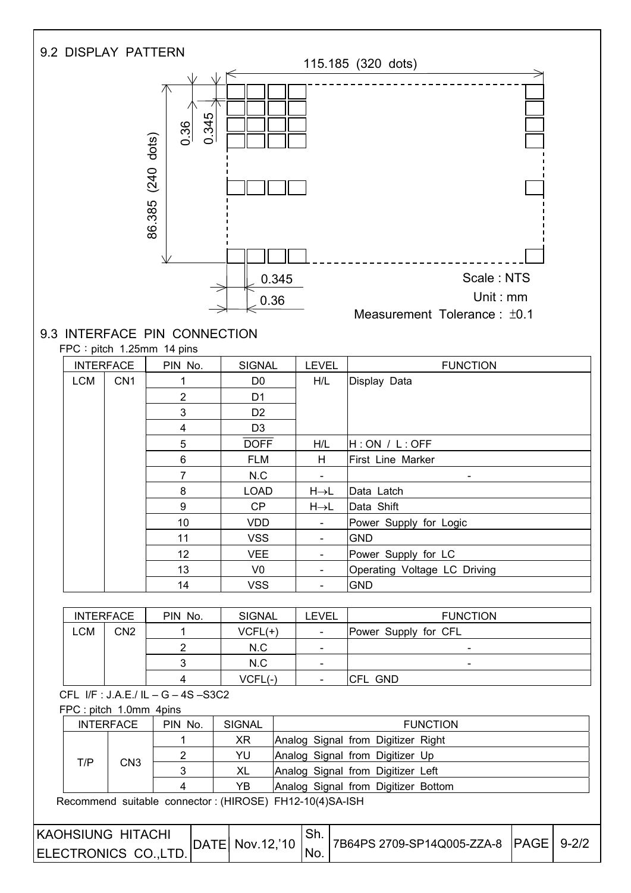## 9.2 DISPLAY PATTERN

115.185 (320 dots)

86.385 (240 dots)

0.36

0.345

0.345

0.36

Scale : NTS

Unit : mm

Measurement Tolerance : ±0.1

## 9.3 INTERFACE PIN CONNECTION

FPC : pitch 1.25mm 14 pins

| INTERFACE | | PIN No. | SIGNAL | LEVEL | FUNCTION |
|---|---|---|---|---|---|
| LCM | CN1 | 1 | D0 | H/L | Display Data |
| | | 2 | D1 | | |
| | | 3 | D2 | | |
| | | 4 | D3 | | |
| | | 5 | $\overline{DOFF}$ | H/L | H : ON / L : OFF |
| | | 6 | FLM | H | First Line Marker |
| | | 7 | N.C | - | - |
| | | 8 | LOAD | H→L | Data Latch |
| | | 9 | CP | H→L | Data Shift |
| | | 10 | VDD | - | Power Supply for Logic |
| | | 11 | VSS | - | GND |
| | | 12 | VEE | - | Power Supply for LC |
| | | 13 | V0 | - | Operating Voltage LC Driving |
| | | 14 | VSS | - | GND |

| INTERFACE | | PIN No. | SIGNAL | LEVEL | FUNCTION |
|---|---|---|---|---|---|
| LCM | CN2 | 1 | VCFL(+) | - | Power Supply for CFL |
| | | 2 | N.C | - | - |
| | | 3 | N.C | - | - |
| | | 4 | VCFL(-) | - | CFL GND |

CFL I/F : J.A.E./ IL – G – 4S –S3C2

FPC : pitch 1.0mm 4pins

| INTERFACE | | PIN No. | SIGNAL | FUNCTION |
|---|---|---|---|---|
| T/P | CN3 | 1 | XR | Analog Signal from Digitizer Right |
| | | 2 | YU | Analog Signal from Digitizer Up |
| | | 3 | XL | Analog Signal from Digitizer Left |
| | | 4 | YB | Analog Signal from Digitizer Bottom |

Recommend suitable connector : (HIROSE) FH12-10(4)SA-ISH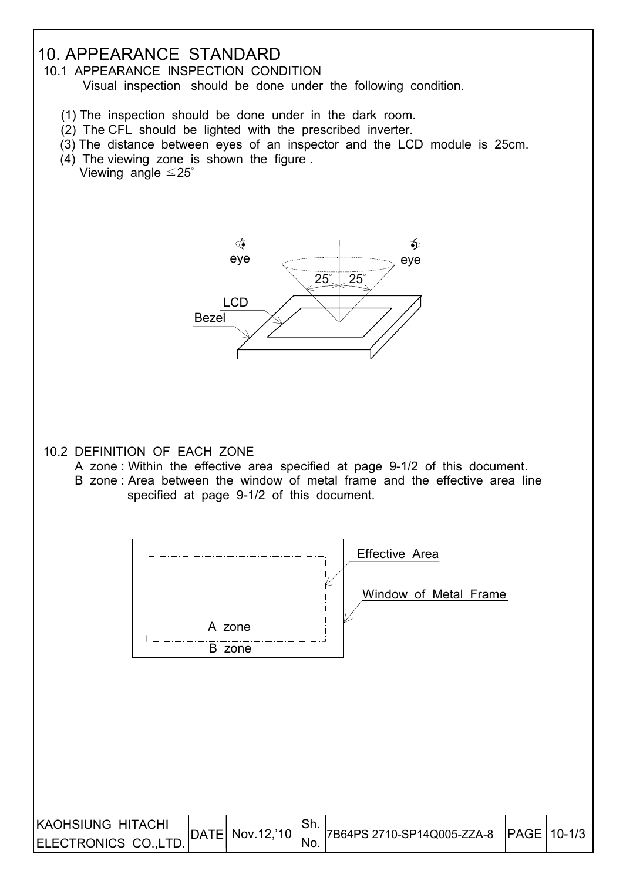# 10. APPEARANCE STANDARD

## 10.1 APPEARANCE INSPECTION CONDITION

Visual inspection should be done under the following condition.

(1) The inspection should be done under in the dark room.
(2) The CFL should be lighted with the prescribed inverter.
(3) The distance between eyes of an inspector and the LCD module is 25cm.
(4) The viewing zone is shown the figure .
Viewing angle ≦25°

eye
eye
25°
25°
LCD
Bezel

## 10.2 DEFINITION OF EACH ZONE

A zone : Within the effective area specified at page 9-1/2 of this document.
B zone : Area between the window of metal frame and the effective area line specified at page 9-1/2 of this document.

Effective Area
Window of Metal Frame
A zone
B zone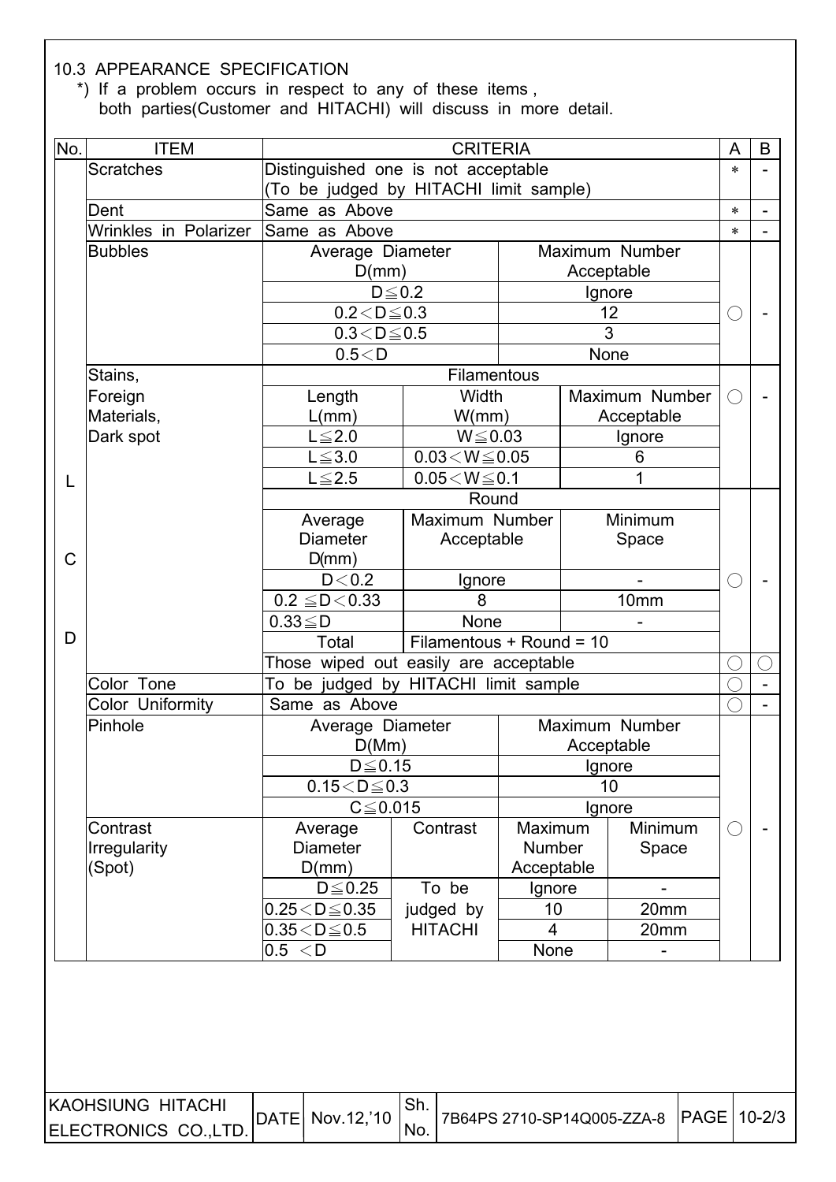## 10.3 APPEARANCE SPECIFICATION

*) If a problem occurs in respect to any of these items, both parties(Customer and HITACHI) will discuss in more detail.

| No. | ITEM | CRITERIA | | | | | A | B |
|---|---|---|---|---|---|---|---|---|
| LCD | Scratches | Distinguished one is not acceptable (To be judged by HITACHI limit sample) | | | | | * | - |
| | Dent | Same as Above | | | | | * | - |
| | Wrinkles in Polarizer | Same as Above | | | | | * | - |
| | Bubbles | Average Diameter D(mm) | | | Maximum Number Acceptable | | ○ | - |
| | | D≦0.2 | | | Ignore | | | |
| | | 0.2＜D≦0.3 | | | 12 | | | |
| | | 0.3＜D≦0.5 | | | 3 | | | |
| | | 0.5＜D | | | None | | | |
| | Stains, Foreign Materials, Dark spot | Filamentous | | | | | ○ | - |
| | | Length L(mm) | Width W(mm) | | Maximum Number Acceptable | | | |
| | | L≦2.0 | W≦0.03 | | Ignore | | | |
| | | L≦3.0 | 0.03＜W≦0.05 | | 6 | | | |
| | | L≦2.5 | 0.05＜W≦0.1 | | 1 | | | |
| | | Round | | | | | ○ | - |
| | | Average Diameter D(mm) | Maximum Number Acceptable | | Minimum Space | | | |
| | | D＜0.2 | Ignore | | - | | | |
| | | 0.2 ≦D＜0.33 | 8 | | 10mm | | | |
| | | 0.33≦D | None | | - | | | |
| | | Total | Filamentous + Round = 10 | | | | | |
| | | Those wiped out easily are acceptable | | | | | ○ | ○ |
| | Color Tone | To be judged by HITACHI limit sample | | | | | ○ | - |
| | Color Uniformity | Same as Above | | | | | ○ | - |
| | Pinhole | Average Diameter D(Mm) | | | Maximum Number Acceptable | | ○ | - |
| | | D≦0.15 | | | Ignore | | | |
| | | 0.15＜D≦0.3 | | | 10 | | | |
| | | C≦0.015 | | | Ignore | | | |
| | Contrast Irregularity (Spot) | Average Diameter D(mm) | Contrast | | Maximum Number Acceptable | Minimum Space | | |
| | | D≦0.25 | To be judged by HITACHI | | Ignore | - | | |
| | | 0.25＜D≦0.35 | | | 10 | 20mm | | |
| | | 0.35＜D≦0.5 | | | 4 | 20mm | | |
| | | 0.5 ＜D | | | None | - | | |

| KAOHSIUNG HITACHI ELECTRONICS CO.,LTD. | DATE | Nov.12,'10 | Sh. No. | 7B64PS 2710-SP14Q005-ZZA-8 | PAGE | 10-2/3 |
|---|---|---|---|---|---|---|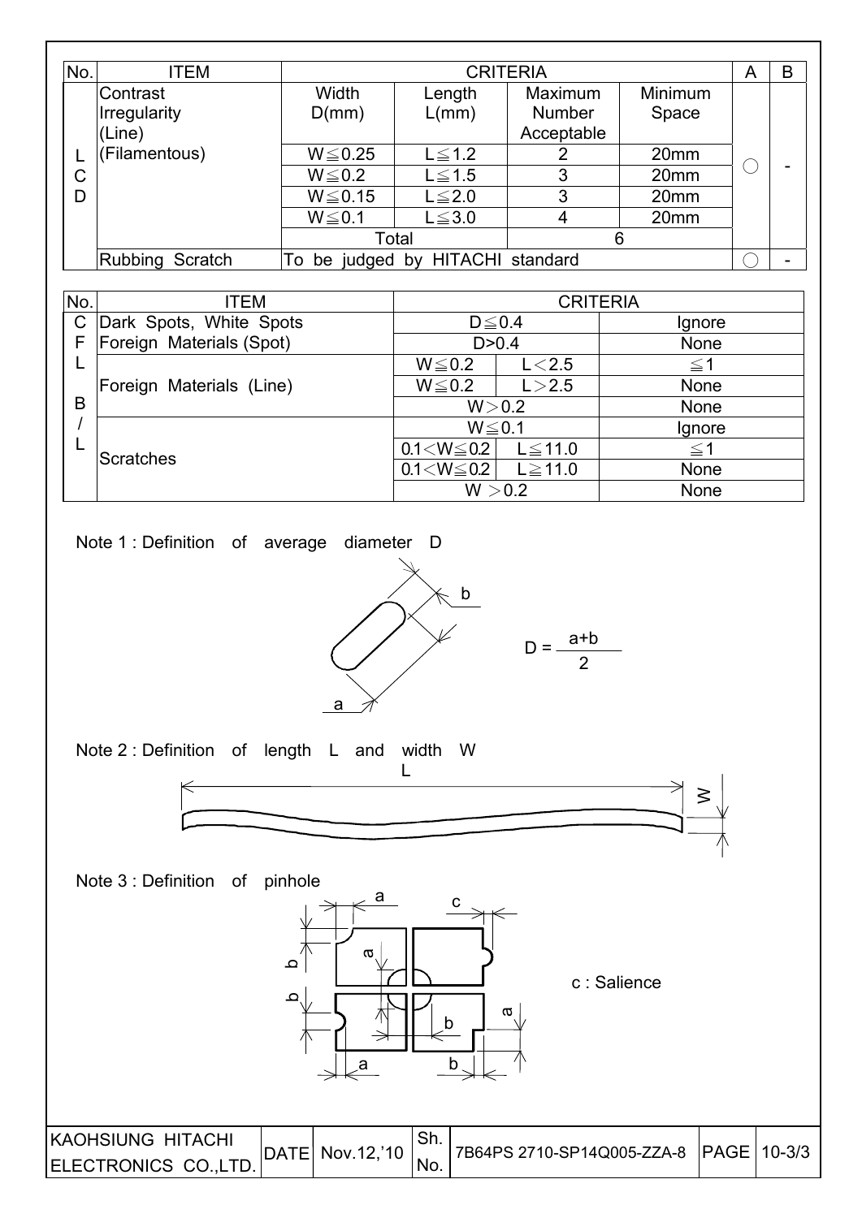| No. | ITEM | CRITERIA | | | | A | B |
|---|---|---|---|---|---|---|---|
| LCD | Contrast Irregularity (Line) (Filamentous) | Width D(mm) | Length L(mm) | Maximum Number Acceptable | Minimum Space | ○ | - |
| | | W≦0.25 | L≦1.2 | 2 | 20mm | | |
| | | W≦0.2 | L≦1.5 | 3 | 20mm | | |
| | | W≦0.15 | L≦2.0 | 3 | 20mm | | |
| | | W≦0.1 | L≦3.0 | 4 | 20mm | | |
| | | Total | | 6 | | | |
| | Rubbing Scratch | To be judged by HITACHI standard | | | | ○ | - |

| No. | ITEM | CRITERIA | | |
|---|---|---|---|---|
| CFL B/L | Dark Spots, White Spots Foreign Materials (Spot) | D≦0.4 | | Ignore |
| | | D>0.4 | | None |
| | Foreign Materials (Line) | W≦0.2 | L＜2.5 | ≦1 |
| | | W≦0.2 | L＞2.5 | None |
| | | W＞0.2 | | None |
| | Scratches | W≦0.1 | | Ignore |
| | | 0.1＜W≦0.2 | L≦11.0 | ≦1 |
| | | 0.1＜W≦0.2 | L≧11.0 | None |
| | | W ＞0.2 | | None |

Note 1 : Definition of average diameter D

$$D = \frac{a+b}{2}$$

Note 2 : Definition of length L and width W

Note 3 : Definition of pinhole

c : Salience

| | | | | | | |
|---|---|---|---|---|---|---|
| KAOHSIUNG HITACHI ELECTRONICS CO.,LTD. | DATE | Nov.12,'10 | Sh. No. | 7B64PS 2710-SP14Q005-ZZA-8 | PAGE | 10-3/3 |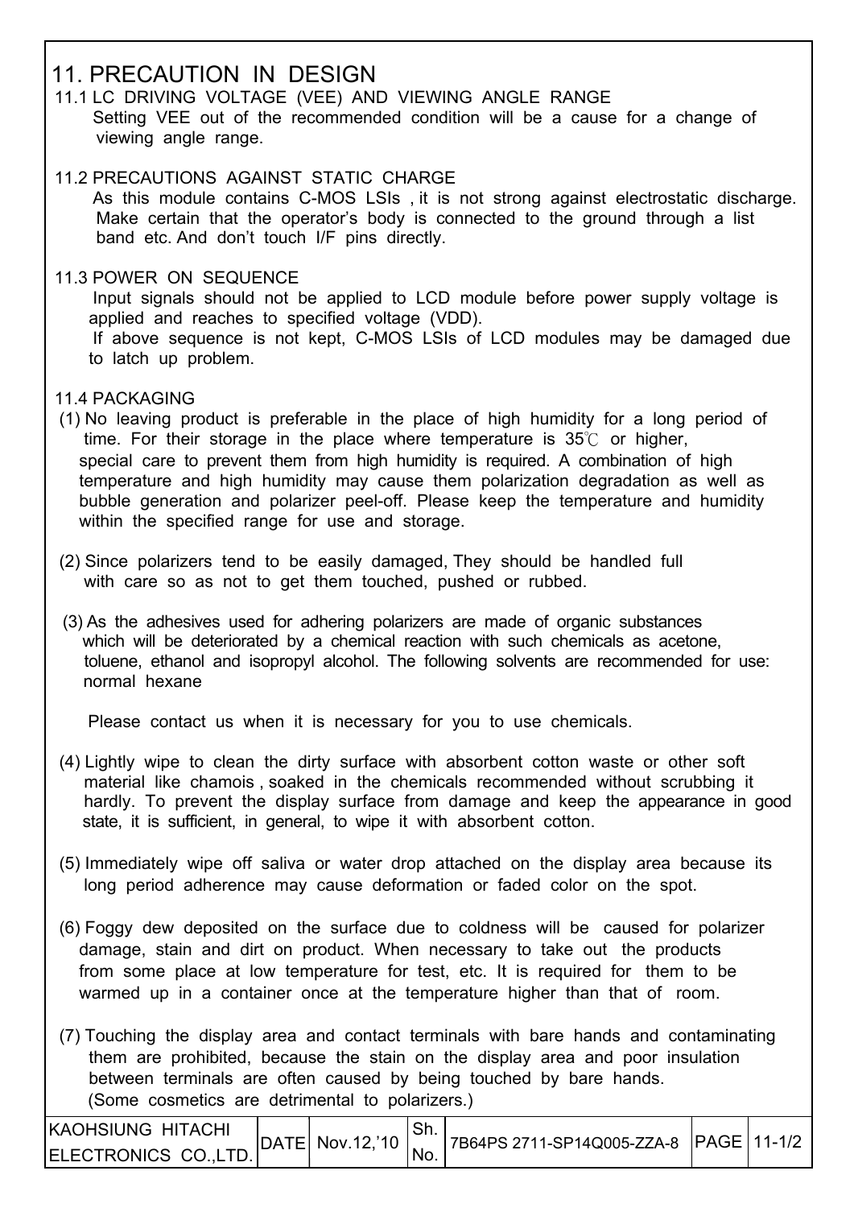# 11. PRECAUTION IN DESIGN

## 11.1 LC DRIVING VOLTAGE (VEE) AND VIEWING ANGLE RANGE

Setting VEE out of the recommended condition will be a cause for a change of viewing angle range.

## 11.2 PRECAUTIONS AGAINST STATIC CHARGE

As this module contains C-MOS LSIs , it is not strong against electrostatic discharge. Make certain that the operator's body is connected to the ground through a list band etc. And don't touch I/F pins directly.

## 11.3 POWER ON SEQUENCE

Input signals should not be applied to LCD module before power supply voltage is applied and reaches to specified voltage (VDD).

If above sequence is not kept, C-MOS LSIs of LCD modules may be damaged due to latch up problem.

## 11.4 PACKAGING

(1) No leaving product is preferable in the place of high humidity for a long period of time. For their storage in the place where temperature is 35℃ or higher, special care to prevent them from high humidity is required. A combination of high temperature and high humidity may cause them polarization degradation as well as bubble generation and polarizer peel-off. Please keep the temperature and humidity within the specified range for use and storage.

(2) Since polarizers tend to be easily damaged, They should be handled full with care so as not to get them touched, pushed or rubbed.

(3) As the adhesives used for adhering polarizers are made of organic substances which will be deteriorated by a chemical reaction with such chemicals as acetone, toluene, ethanol and isopropyl alcohol. The following solvents are recommended for use: normal hexane

Please contact us when it is necessary for you to use chemicals.

(4) Lightly wipe to clean the dirty surface with absorbent cotton waste or other soft material like chamois , soaked in the chemicals recommended without scrubbing it hardly. To prevent the display surface from damage and keep the appearance in good state, it is sufficient, in general, to wipe it with absorbent cotton.

(5) Immediately wipe off saliva or water drop attached on the display area because its long period adherence may cause deformation or faded color on the spot.

(6) Foggy dew deposited on the surface due to coldness will be caused for polarizer damage, stain and dirt on product. When necessary to take out the products from some place at low temperature for test, etc. It is required for them to be warmed up in a container once at the temperature higher than that of room.

(7) Touching the display area and contact terminals with bare hands and contaminating them are prohibited, because the stain on the display area and poor insulation between terminals are often caused by being touched by bare hands. (Some cosmetics are detrimental to polarizers.)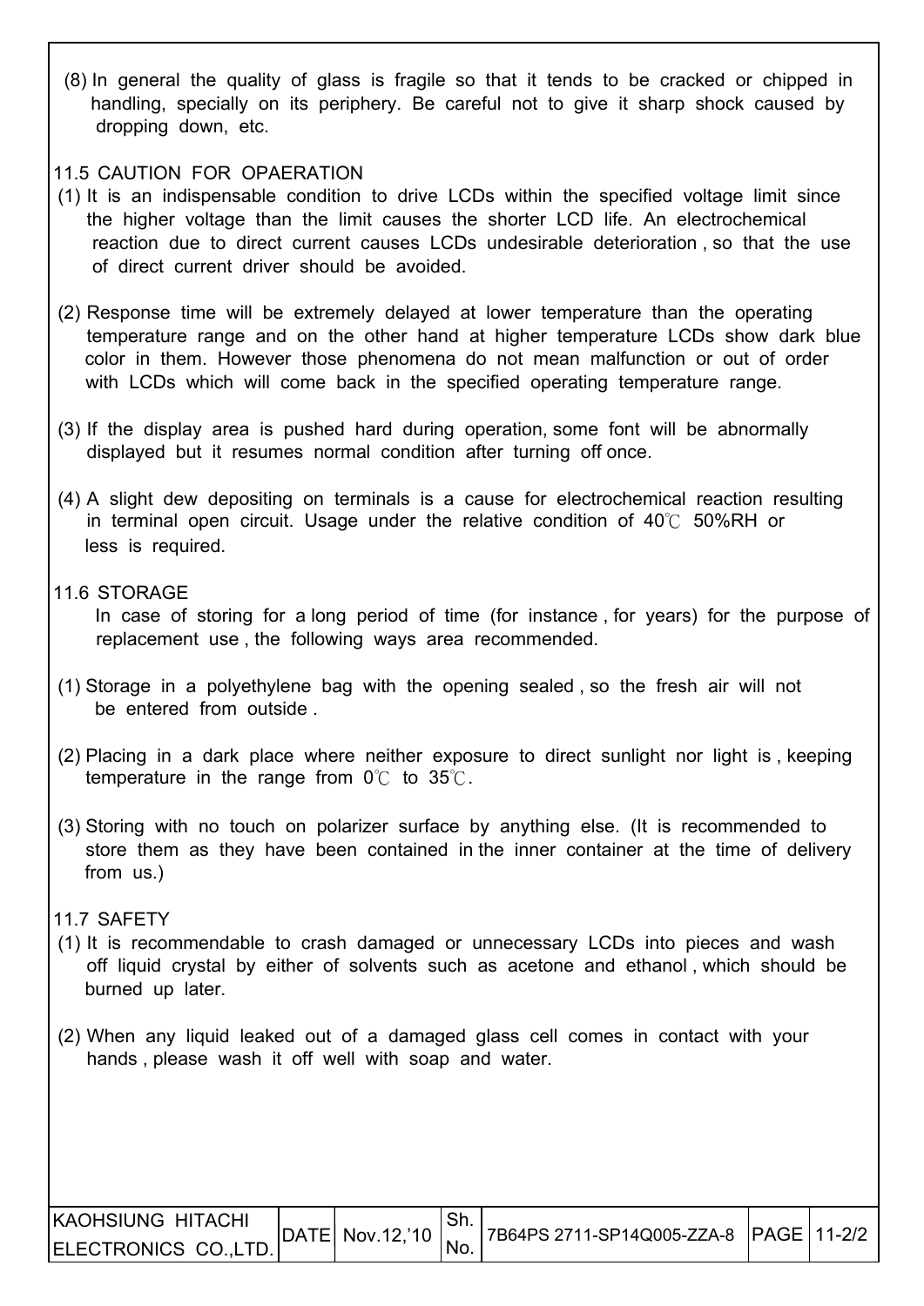(8) In general the quality of glass is fragile so that it tends to be cracked or chipped in handling, specially on its periphery. Be careful not to give it sharp shock caused by dropping down, etc.

## 11.5 CAUTION FOR OPAERATION

(1) It is an indispensable condition to drive LCDs within the specified voltage limit since the higher voltage than the limit causes the shorter LCD life. An electrochemical reaction due to direct current causes LCDs undesirable deterioration , so that the use of direct current driver should be avoided.

(2) Response time will be extremely delayed at lower temperature than the operating temperature range and on the other hand at higher temperature LCDs show dark blue color in them. However those phenomena do not mean malfunction or out of order with LCDs which will come back in the specified operating temperature range.

(3) If the display area is pushed hard during operation, some font will be abnormally displayed but it resumes normal condition after turning off once.

(4) A slight dew depositing on terminals is a cause for electrochemical reaction resulting in terminal open circuit. Usage under the relative condition of 40℃ 50%RH or less is required.

## 11.6 STORAGE

In case of storing for a long period of time (for instance , for years) for the purpose of replacement use , the following ways area recommended.

(1) Storage in a polyethylene bag with the opening sealed , so the fresh air will not be entered from outside .

(2) Placing in a dark place where neither exposure to direct sunlight nor light is , keeping temperature in the range from 0℃ to 35℃.

(3) Storing with no touch on polarizer surface by anything else. (It is recommended to store them as they have been contained in the inner container at the time of delivery from us.)

## 11.7 SAFETY

(1) It is recommendable to crash damaged or unnecessary LCDs into pieces and wash off liquid crystal by either of solvents such as acetone and ethanol , which should be burned up later.

(2) When any liquid leaked out of a damaged glass cell comes in contact with your hands , please wash it off well with soap and water.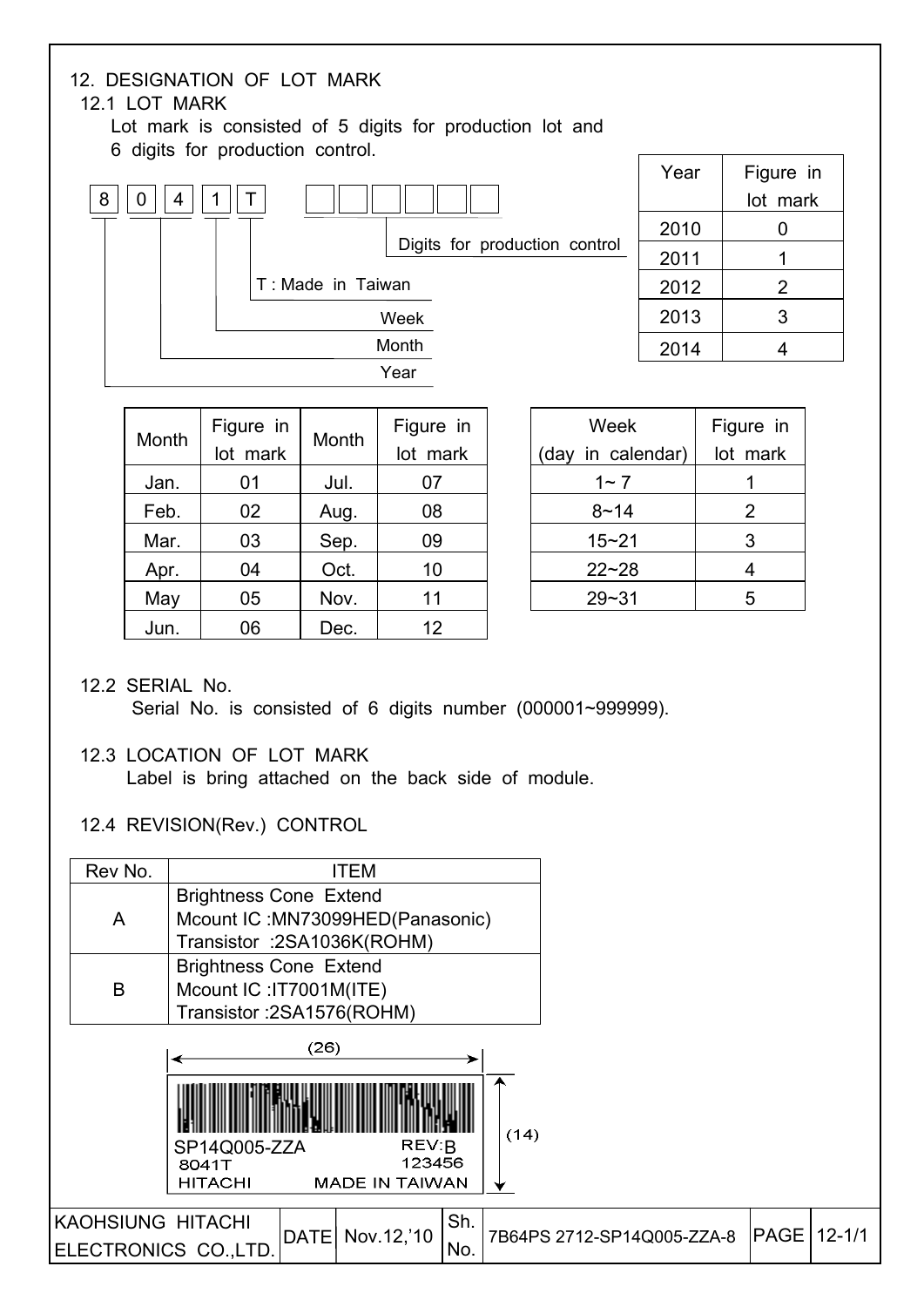## 12. DESIGNATION OF LOT MARK

### 12.1 LOT MARK

Lot mark is consisted of 5 digits for production lot and 6 digits for production control.

8 0 4 1 T □□□□□□

- 8 : Year
- 0 4 : Month
- 1 : Week
- T : Made in Taiwan
- □□□□□□ : Digits for production control

| Year | Figure in lot mark |
|---|---|
| 2010 | 0 |
| 2011 | 1 |
| 2012 | 2 |
| 2013 | 3 |
| 2014 | 4 |

| Month | Figure in lot mark | Month | Figure in lot mark |
|---|---|---|---|
| Jan. | 01 | Jul. | 07 |
| Feb. | 02 | Aug. | 08 |
| Mar. | 03 | Sep. | 09 |
| Apr. | 04 | Oct. | 10 |
| May | 05 | Nov. | 11 |
| Jun. | 06 | Dec. | 12 |

| Week (day in calendar) | Figure in lot mark |
|---|---|
| 1~ 7 | 1 |
| 8~14 | 2 |
| 15~21 | 3 |
| 22~28 | 4 |
| 29~31 | 5 |

### 12.2 SERIAL No.

Serial No. is consisted of 6 digits number (000001~999999).

### 12.3 LOCATION OF LOT MARK

Label is bring attached on the back side of module.

### 12.4 REVISION(Rev.) CONTROL

| Rev No. | ITEM |
|---|---|
| A | Brightness Cone Extend<br>Mcount IC :MN73099HED(Panasonic)<br>Transistor :2SA1036K(ROHM) |
| B | Brightness Cone Extend<br>Mcount IC :IT7001M(ITE)<br>Transistor :2SA1576(ROHM) |

(26)

(14)

SP14Q005-ZZA REV:B
8041T 123456
HITACHI MADE IN TAIWAN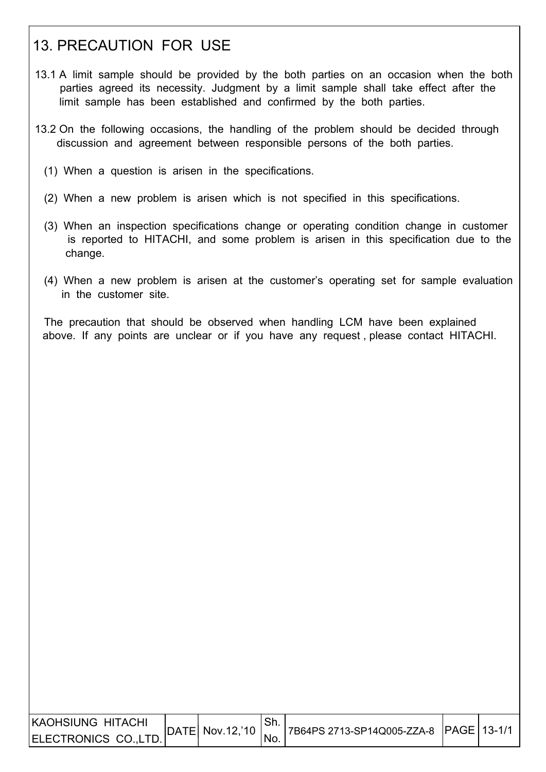# 13. PRECAUTION FOR USE

13.1 A limit sample should be provided by the both parties on an occasion when the both parties agreed its necessity. Judgment by a limit sample shall take effect after the limit sample has been established and confirmed by the both parties.

13.2 On the following occasions, the handling of the problem should be decided through discussion and agreement between responsible persons of the both parties.

(1) When a question is arisen in the specifications.

(2) When a new problem is arisen which is not specified in this specifications.

(3) When an inspection specifications change or operating condition change in customer is reported to HITACHI, and some problem is arisen in this specification due to the change.

(4) When a new problem is arisen at the customer's operating set for sample evaluation in the customer site.

The precaution that should be observed when handling LCM have been explained above. If any points are unclear or if you have any request , please contact HITACHI.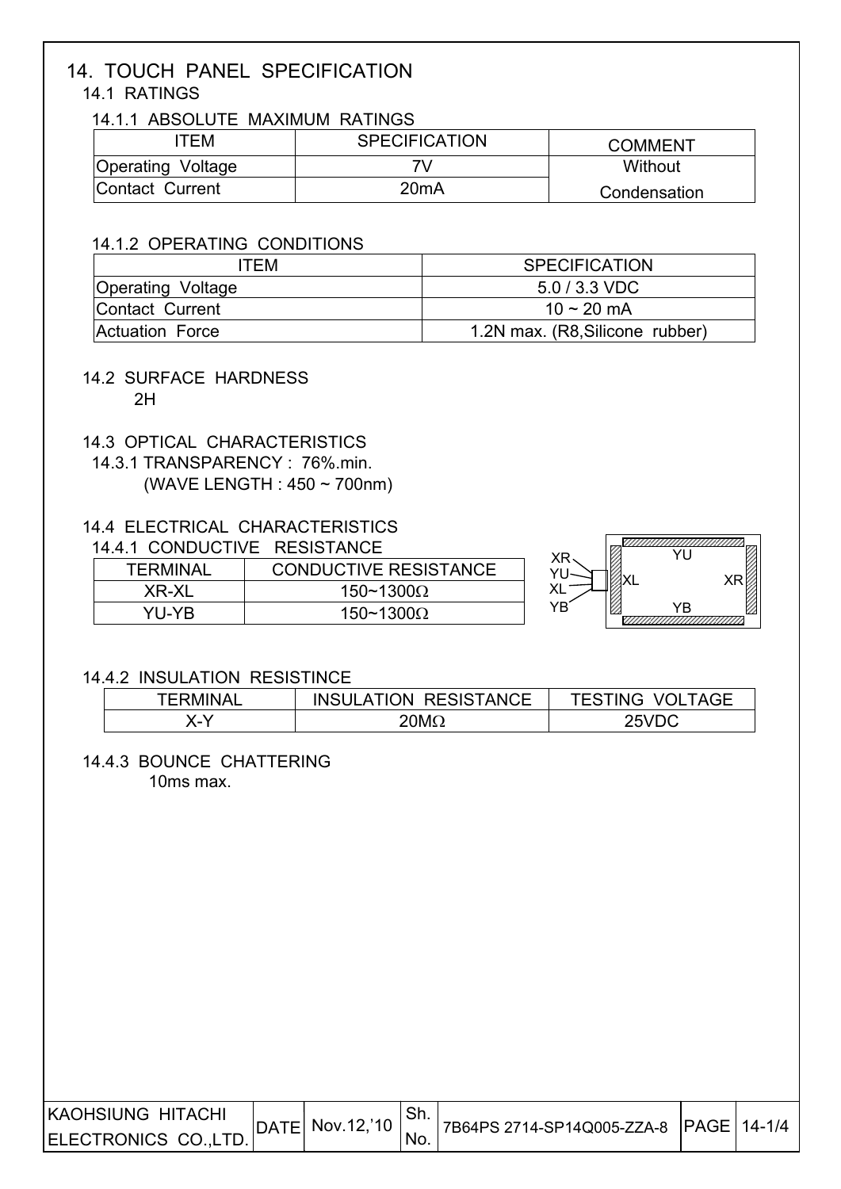# 14. TOUCH PANEL SPECIFICATION

## 14.1 RATINGS

### 14.1.1 ABSOLUTE MAXIMUM RATINGS

| ITEM | SPECIFICATION | COMMENT |
|---|---|---|
| Operating Voltage | 7V | Without Condensation |
| Contact Current | 20mA | |

### 14.1.2 OPERATING CONDITIONS

| ITEM | SPECIFICATION |
|---|---|
| Operating Voltage | 5.0 / 3.3 VDC |
| Contact Current | 10 ~ 20 mA |
| Actuation Force | 1.2N max. (R8,Silicone rubber) |

## 14.2 SURFACE HARDNESS

2H

## 14.3 OPTICAL CHARACTERISTICS

### 14.3.1 TRANSPARENCY : 76%.min.

(WAVE LENGTH : 450 ~ 700nm)

## 14.4 ELECTRICAL CHARACTERISTICS

### 14.4.1 CONDUCTIVE RESISTANCE

| TERMINAL | CONDUCTIVE RESISTANCE |
|---|---|
| XR-XL | 150~1300Ω |
| YU-YB | 150~1300Ω |

XR
YU
XL
YB
YU
XL
XR
YB

### 14.4.2 INSULATION RESISTINCE

| TERMINAL | INSULATION RESISTANCE | TESTING VOLTAGE |
|---|---|---|
| X-Y | 20MΩ | 25VDC |

### 14.4.3 BOUNCE CHATTERING

10ms max.

| KAOHSIUNG HITACHI ELECTRONICS CO.,LTD. | DATE | Nov.12,'10 | Sh. No. | 7B64PS 2714-SP14Q005-ZZA-8 | PAGE | 14-1/4 |
|---|---|---|---|---|---|---|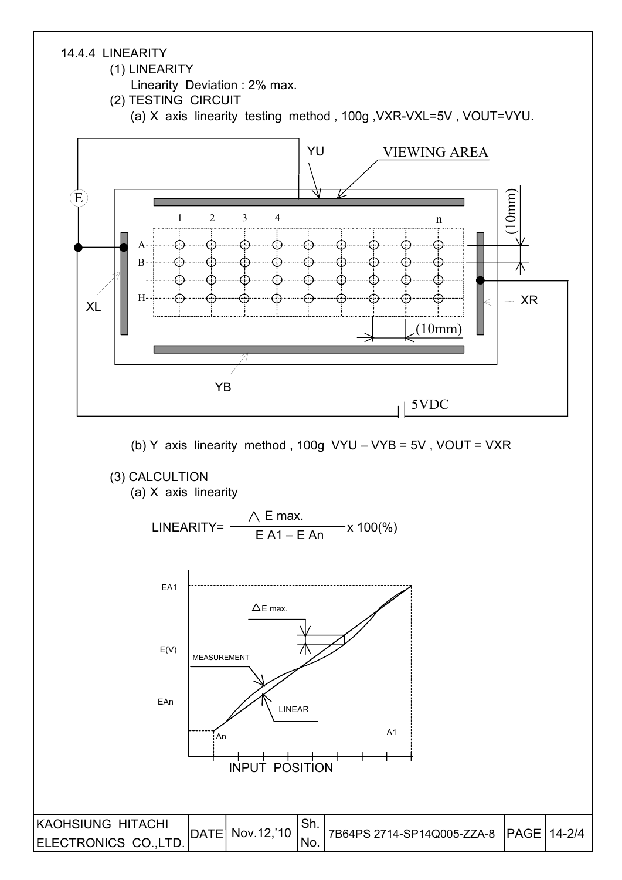14.4.4 LINEARITY

(1) LINEARITY

Linearity Deviation : 2% max.

(2) TESTING CIRCUIT

(a) X axis linearity testing method , 100g ,VXR-VXL=5V , VOUT=VYU.

E

YU

VIEWING AREA

(10mm)

1 2 3 4 n

A

B

H

XL

XR

(10mm)

YB

5VDC

(b) Y axis linearity method , 100g VYU – VYB = 5V , VOUT = VXR

(3) CALCULTION

(a) X axis linearity

$$\text{LINEARITY} = \frac{\triangle E\ \text{max.}}{E\ A1 - E\ An} \times 100(\%)$$

EA1

$\triangle$E max.

E(V)

MEASUREMENT

EAn

LINEAR

An

A1

INPUT POSITION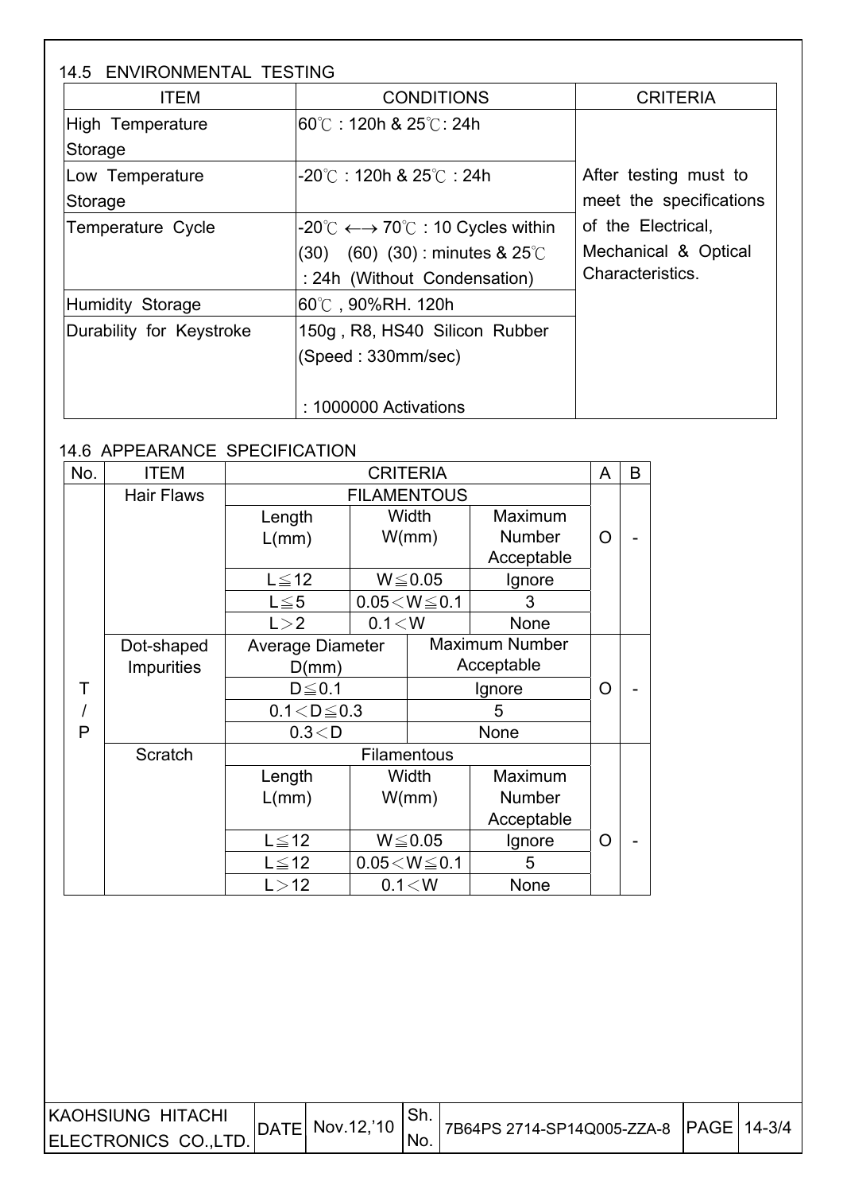## 14.5 ENVIRONMENTAL TESTING

| ITEM | CONDITIONS | CRITERIA |
|---|---|---|
| High Temperature Storage | 60℃ : 120h & 25℃: 24h | After testing must to meet the specifications of the Electrical, Mechanical & Optical Characteristics. |
| Low Temperature Storage | -20℃ : 120h & 25℃ : 24h | |
| Temperature Cycle | -20℃ ←→ 70℃ : 10 Cycles within (30) (60) (30) : minutes & 25℃ : 24h (Without Condensation) | |
| Humidity Storage | 60℃ , 90%RH. 120h | |
| Durability for Keystroke | 150g , R8, HS40 Silicon Rubber (Speed : 330mm/sec) : 1000000 Activations | |

## 14.6 APPEARANCE SPECIFICATION

| No. | ITEM | CRITERIA | | | A | B |
|---|---|---|---|---|---|---|
| T/P | Hair Flaws | FILAMENTOUS | | | O | - |
| | | Length L(mm) | Width W(mm) | Maximum Number Acceptable | | |
| | | L≦12 | W≦0.05 | Ignore | | |
| | | L≦5 | 0.05＜W≦0.1 | 3 | | |
| | | L＞2 | 0.1＜W | None | | |
| | Dot-shaped Impurities | Average Diameter D(mm) | Maximum Number Acceptable | | O | - |
| | | D≦0.1 | Ignore | | | |
| | | 0.1＜D≦0.3 | 5 | | | |
| | | 0.3＜D | None | | | |
| | Scratch | Filamentous | | | O | - |
| | | Length L(mm) | Width W(mm) | Maximum Number Acceptable | | |
| | | L≦12 | W≦0.05 | Ignore | | |
| | | L≦12 | 0.05＜W≦0.1 | 5 | | |
| | | L＞12 | 0.1＜W | None | | |

| KAOHSIUNG HITACHI ELECTRONICS CO.,LTD. | DATE | Nov.12,'10 | Sh. No. | 7B64PS 2714-SP14Q005-ZZA-8 | PAGE | 14-3/4 |
|---|---|---|---|---|---|---|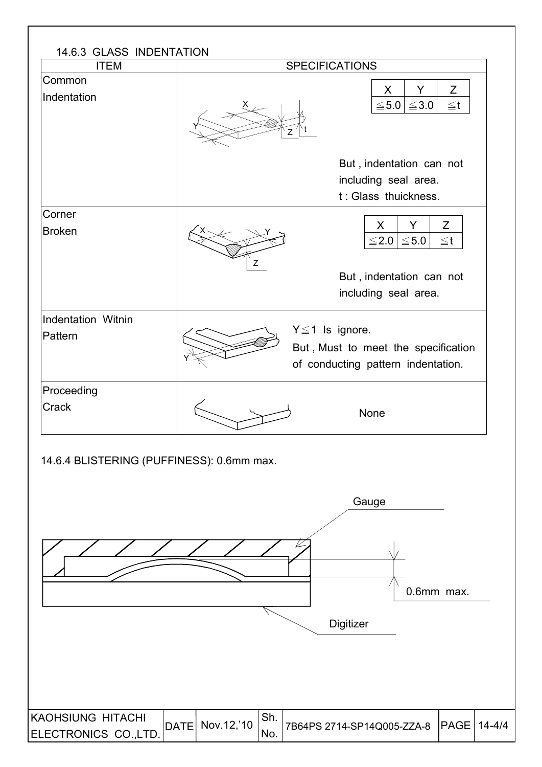### 14.6.3 GLASS INDENTATION

| ITEM | SPECIFICATIONS |
|---|---|
| Common Indentation | X: ≦5.0, Y: ≦3.0, Z: ≦t<br>But , indentation can not including seal area.<br>t : Glass thuickness. |
| Corner Broken | X: ≦2.0, Y: ≦5.0, Z: ≦t<br>But , indentation can not including seal area. |
| Indentation Witnin Pattern | Y≦1 Is ignore.<br>But , Must to meet the specification of conducting pattern indentation. |
| Proceeding Crack | None |

### 14.6.4 BLISTERING (PUFFINESS): 0.6mm max.

Gauge

0.6mm max.

Digitizer